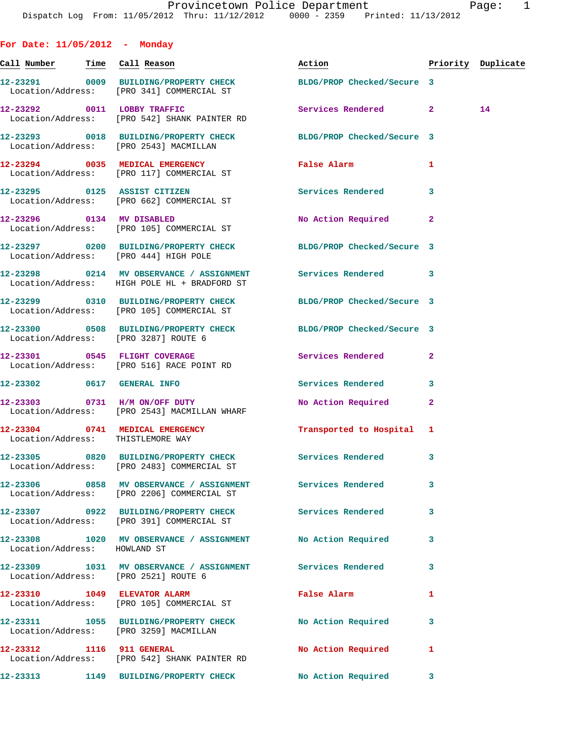Provincetown Police Department
Dispatch Log From: 11/05/2012 Thru: 11/12/2012 0000 - 2359 Printed: 11/13/2012

## For Date: 11/05/2012 - Monday

| Call Number | Time | Call Reason | Action | Priority | Duplicate |
|---|---|---|---|---|---|
| 12-23291 | 0009 | BUILDING/PROPERTY CHECK | BLDG/PROP Checked/Secure | 3 | |
| Location/Address: | | [PRO 341] COMMERCIAL ST | | | |
| 12-23292 | 0011 | LOBBY TRAFFIC | Services Rendered | 2 | 14 |
| Location/Address: | | [PRO 542] SHANK PAINTER RD | | | |
| 12-23293 | 0018 | BUILDING/PROPERTY CHECK | BLDG/PROP Checked/Secure | 3 | |
| Location/Address: | | [PRO 2543] MACMILLAN | | | |
| 12-23294 | 0035 | MEDICAL EMERGENCY | False Alarm | 1 | |
| Location/Address: | | [PRO 117] COMMERCIAL ST | | | |
| 12-23295 | 0125 | ASSIST CITIZEN | Services Rendered | 3 | |
| Location/Address: | | [PRO 662] COMMERCIAL ST | | | |
| 12-23296 | 0134 | MV DISABLED | No Action Required | 2 | |
| Location/Address: | | [PRO 105] COMMERCIAL ST | | | |
| 12-23297 | 0200 | BUILDING/PROPERTY CHECK | BLDG/PROP Checked/Secure | 3 | |
| Location/Address: | | [PRO 444] HIGH POLE | | | |
| 12-23298 | 0214 | MV OBSERVANCE / ASSIGNMENT | Services Rendered | 3 | |
| Location/Address: | | HIGH POLE HL + BRADFORD ST | | | |
| 12-23299 | 0310 | BUILDING/PROPERTY CHECK | BLDG/PROP Checked/Secure | 3 | |
| Location/Address: | | [PRO 105] COMMERCIAL ST | | | |
| 12-23300 | 0508 | BUILDING/PROPERTY CHECK | BLDG/PROP Checked/Secure | 3 | |
| Location/Address: | | [PRO 3287] ROUTE 6 | | | |
| 12-23301 | 0545 | FLIGHT COVERAGE | Services Rendered | 2 | |
| Location/Address: | | [PRO 516] RACE POINT RD | | | |
| 12-23302 | 0617 | GENERAL INFO | Services Rendered | 3 | |
| 12-23303 | 0731 | H/M ON/OFF DUTY | No Action Required | 2 | |
| Location/Address: | | [PRO 2543] MACMILLAN WHARF | | | |
| 12-23304 | 0741 | MEDICAL EMERGENCY | Transported to Hospital | 1 | |
| Location/Address: | | THISTLEMORE WAY | | | |
| 12-23305 | 0820 | BUILDING/PROPERTY CHECK | Services Rendered | 3 | |
| Location/Address: | | [PRO 2483] COMMERCIAL ST | | | |
| 12-23306 | 0858 | MV OBSERVANCE / ASSIGNMENT | Services Rendered | 3 | |
| Location/Address: | | [PRO 2206] COMMERCIAL ST | | | |
| 12-23307 | 0922 | BUILDING/PROPERTY CHECK | Services Rendered | 3 | |
| Location/Address: | | [PRO 391] COMMERCIAL ST | | | |
| 12-23308 | 1020 | MV OBSERVANCE / ASSIGNMENT | No Action Required | 3 | |
| Location/Address: | | HOWLAND ST | | | |
| 12-23309 | 1031 | MV OBSERVANCE / ASSIGNMENT | Services Rendered | 3 | |
| Location/Address: | | [PRO 2521] ROUTE 6 | | | |
| 12-23310 | 1049 | ELEVATOR ALARM | False Alarm | 1 | |
| Location/Address: | | [PRO 105] COMMERCIAL ST | | | |
| 12-23311 | 1055 | BUILDING/PROPERTY CHECK | No Action Required | 3 | |
| Location/Address: | | [PRO 3259] MACMILLAN | | | |
| 12-23312 | 1116 | 911 GENERAL | No Action Required | 1 | |
| Location/Address: | | [PRO 542] SHANK PAINTER RD | | | |
| 12-23313 | 1149 | BUILDING/PROPERTY CHECK | No Action Required | 3 | |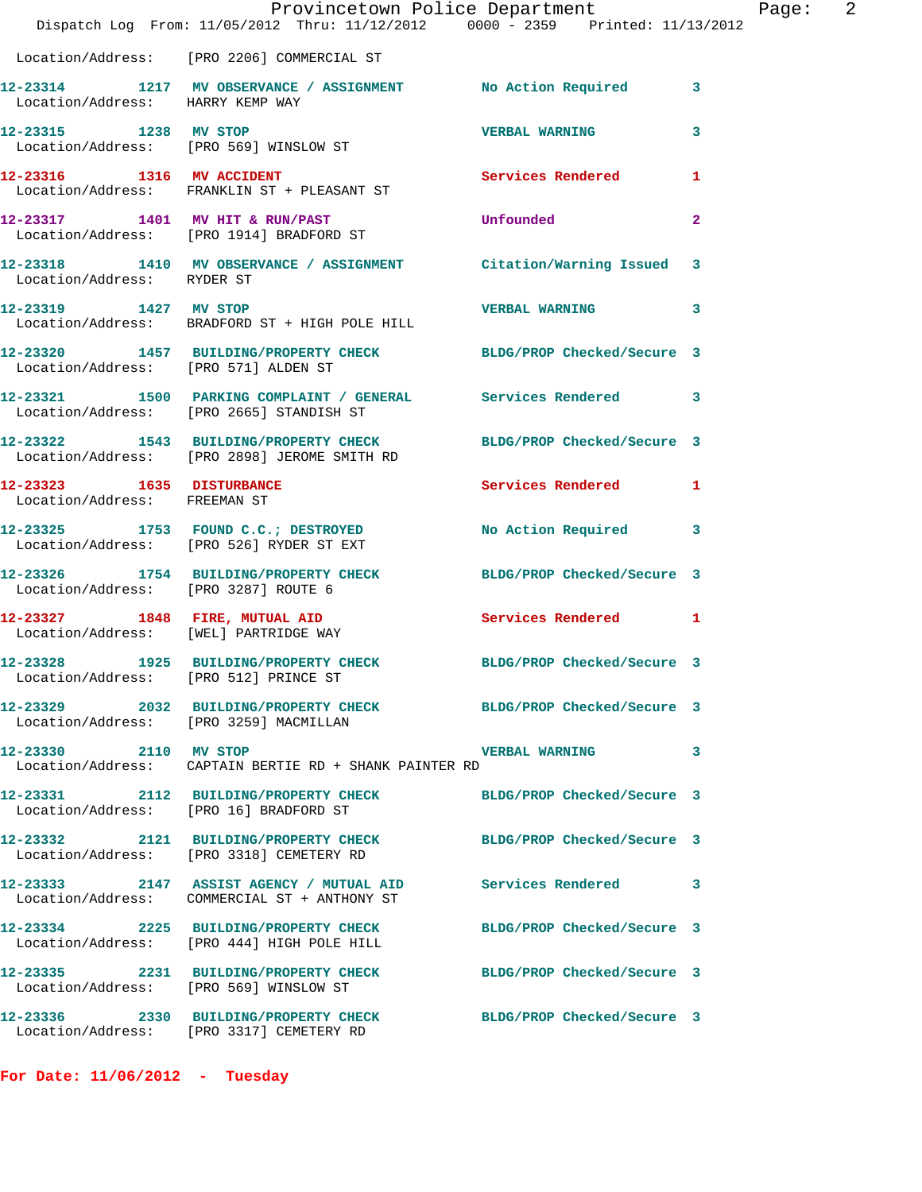Location/Address: [PRO 2206] COMMERCIAL ST

**12-23314** 1217 **MV OBSERVANCE / ASSIGNMENT** No Action Required 3
Location/Address: HARRY KEMP WAY

**12-23315** 1238 **MV STOP** VERBAL WARNING 3
Location/Address: [PRO 569] WINSLOW ST

**12-23316** 1316 **MV ACCIDENT** Services Rendered 1
Location/Address: FRANKLIN ST + PLEASANT ST

**12-23317** 1401 **MV HIT & RUN/PAST** Unfounded 2
Location/Address: [PRO 1914] BRADFORD ST

**12-23318** 1410 **MV OBSERVANCE / ASSIGNMENT** Citation/Warning Issued 3
Location/Address: RYDER ST

**12-23319** 1427 **MV STOP** VERBAL WARNING 3
Location/Address: BRADFORD ST + HIGH POLE HILL

**12-23320** 1457 **BUILDING/PROPERTY CHECK** BLDG/PROP Checked/Secure 3
Location/Address: [PRO 571] ALDEN ST

**12-23321** 1500 **PARKING COMPLAINT / GENERAL** Services Rendered 3
Location/Address: [PRO 2665] STANDISH ST

**12-23322** 1543 **BUILDING/PROPERTY CHECK** BLDG/PROP Checked/Secure 3
Location/Address: [PRO 2898] JEROME SMITH RD

**12-23323** 1635 **DISTURBANCE** Services Rendered 1
Location/Address: FREEMAN ST

**12-23325** 1753 **FOUND C.C.; DESTROYED** No Action Required 3
Location/Address: [PRO 526] RYDER ST EXT

**12-23326** 1754 **BUILDING/PROPERTY CHECK** BLDG/PROP Checked/Secure 3
Location/Address: [PRO 3287] ROUTE 6

**12-23327** 1848 **FIRE, MUTUAL AID** Services Rendered 1
Location/Address: [WEL] PARTRIDGE WAY

**12-23328** 1925 **BUILDING/PROPERTY CHECK** BLDG/PROP Checked/Secure 3
Location/Address: [PRO 512] PRINCE ST

**12-23329** 2032 **BUILDING/PROPERTY CHECK** BLDG/PROP Checked/Secure 3
Location/Address: [PRO 3259] MACMILLAN

**12-23330** 2110 **MV STOP** VERBAL WARNING 3
Location/Address: CAPTAIN BERTIE RD + SHANK PAINTER RD

**12-23331** 2112 **BUILDING/PROPERTY CHECK** BLDG/PROP Checked/Secure 3
Location/Address: [PRO 16] BRADFORD ST

**12-23332** 2121 **BUILDING/PROPERTY CHECK** BLDG/PROP Checked/Secure 3
Location/Address: [PRO 3318] CEMETERY RD

**12-23333** 2147 **ASSIST AGENCY / MUTUAL AID** Services Rendered 3
Location/Address: COMMERCIAL ST + ANTHONY ST

**12-23334** 2225 **BUILDING/PROPERTY CHECK** BLDG/PROP Checked/Secure 3
Location/Address: [PRO 444] HIGH POLE HILL

**12-23335** 2231 **BUILDING/PROPERTY CHECK** BLDG/PROP Checked/Secure 3
Location/Address: [PRO 569] WINSLOW ST

**12-23336** 2330 **BUILDING/PROPERTY CHECK** BLDG/PROP Checked/Secure 3
Location/Address: [PRO 3317] CEMETERY RD

**For Date: 11/06/2012 - Tuesday**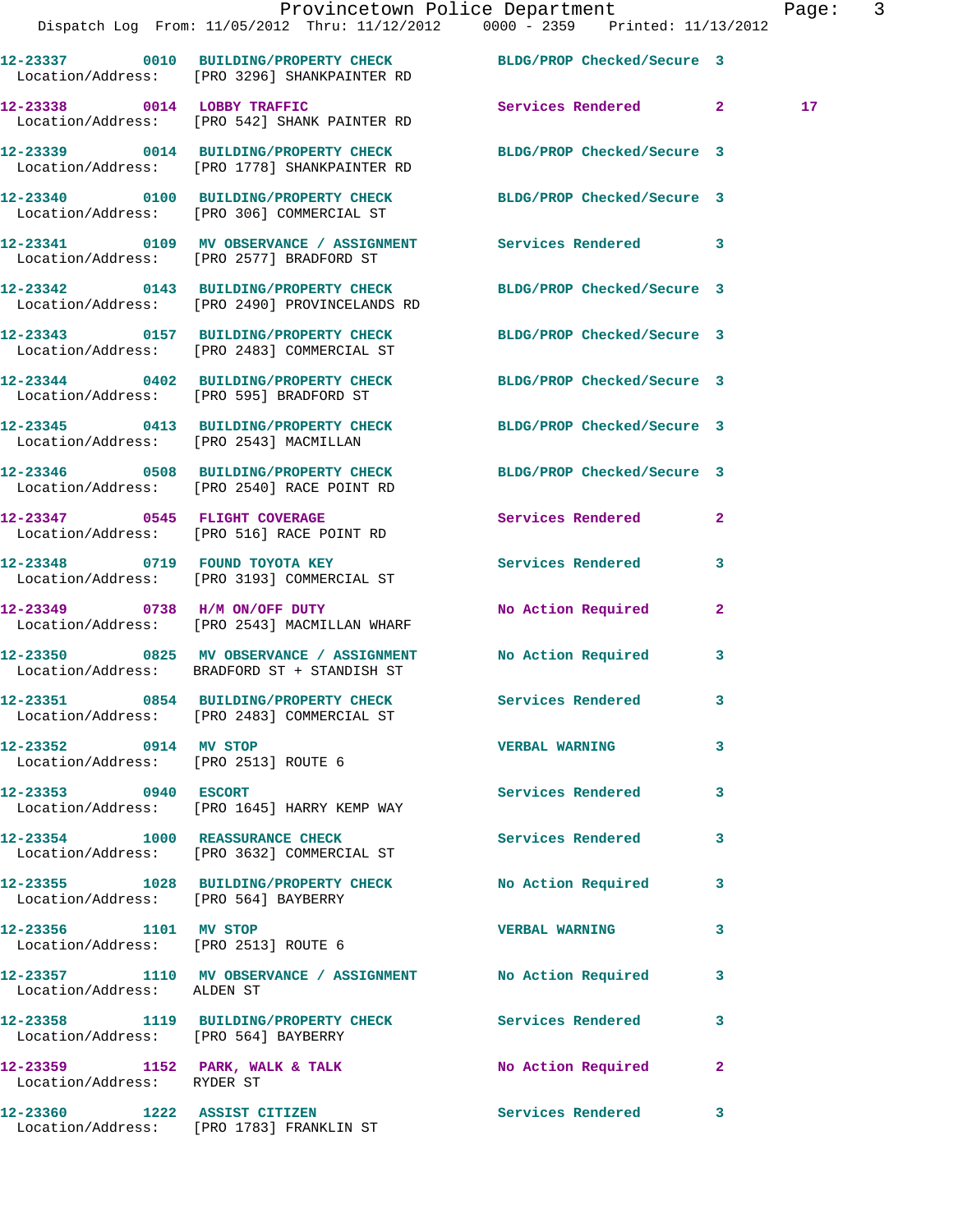| Call # | Time | Call Type | Disposition | Priority | |
|---|---|---|---|---|---|
| 12-23337 | 0010 | BUILDING/PROPERTY CHECK | BLDG/PROP Checked/Secure | 3 | |
| Location/Address: | | [PRO 3296] SHANKPAINTER RD | | | |
| 12-23338 | 0014 | LOBBY TRAFFIC | Services Rendered | 2 | 17 |
| Location/Address: | | [PRO 542] SHANK PAINTER RD | | | |
| 12-23339 | 0014 | BUILDING/PROPERTY CHECK | BLDG/PROP Checked/Secure | 3 | |
| Location/Address: | | [PRO 1778] SHANKPAINTER RD | | | |
| 12-23340 | 0100 | BUILDING/PROPERTY CHECK | BLDG/PROP Checked/Secure | 3 | |
| Location/Address: | | [PRO 306] COMMERCIAL ST | | | |
| 12-23341 | 0109 | MV OBSERVANCE / ASSIGNMENT | Services Rendered | 3 | |
| Location/Address: | | [PRO 2577] BRADFORD ST | | | |
| 12-23342 | 0143 | BUILDING/PROPERTY CHECK | BLDG/PROP Checked/Secure | 3 | |
| Location/Address: | | [PRO 2490] PROVINCELANDS RD | | | |
| 12-23343 | 0157 | BUILDING/PROPERTY CHECK | BLDG/PROP Checked/Secure | 3 | |
| Location/Address: | | [PRO 2483] COMMERCIAL ST | | | |
| 12-23344 | 0402 | BUILDING/PROPERTY CHECK | BLDG/PROP Checked/Secure | 3 | |
| Location/Address: | | [PRO 595] BRADFORD ST | | | |
| 12-23345 | 0413 | BUILDING/PROPERTY CHECK | BLDG/PROP Checked/Secure | 3 | |
| Location/Address: | | [PRO 2543] MACMILLAN | | | |
| 12-23346 | 0508 | BUILDING/PROPERTY CHECK | BLDG/PROP Checked/Secure | 3 | |
| Location/Address: | | [PRO 2540] RACE POINT RD | | | |
| 12-23347 | 0545 | FLIGHT COVERAGE | Services Rendered | 2 | |
| Location/Address: | | [PRO 516] RACE POINT RD | | | |
| 12-23348 | 0719 | FOUND TOYOTA KEY | Services Rendered | 3 | |
| Location/Address: | | [PRO 3193] COMMERCIAL ST | | | |
| 12-23349 | 0738 | H/M ON/OFF DUTY | No Action Required | 2 | |
| Location/Address: | | [PRO 2543] MACMILLAN WHARF | | | |
| 12-23350 | 0825 | MV OBSERVANCE / ASSIGNMENT | No Action Required | 3 | |
| Location/Address: | | BRADFORD ST + STANDISH ST | | | |
| 12-23351 | 0854 | BUILDING/PROPERTY CHECK | Services Rendered | 3 | |
| Location/Address: | | [PRO 2483] COMMERCIAL ST | | | |
| 12-23352 | 0914 | MV STOP | VERBAL WARNING | 3 | |
| Location/Address: | | [PRO 2513] ROUTE 6 | | | |
| 12-23353 | 0940 | ESCORT | Services Rendered | 3 | |
| Location/Address: | | [PRO 1645] HARRY KEMP WAY | | | |
| 12-23354 | 1000 | REASSURANCE CHECK | Services Rendered | 3 | |
| Location/Address: | | [PRO 3632] COMMERCIAL ST | | | |
| 12-23355 | 1028 | BUILDING/PROPERTY CHECK | No Action Required | 3 | |
| Location/Address: | | [PRO 564] BAYBERRY | | | |
| 12-23356 | 1101 | MV STOP | VERBAL WARNING | 3 | |
| Location/Address: | | [PRO 2513] ROUTE 6 | | | |
| 12-23357 | 1110 | MV OBSERVANCE / ASSIGNMENT | No Action Required | 3 | |
| Location/Address: | | ALDEN ST | | | |
| 12-23358 | 1119 | BUILDING/PROPERTY CHECK | Services Rendered | 3 | |
| Location/Address: | | [PRO 564] BAYBERRY | | | |
| 12-23359 | 1152 | PARK, WALK & TALK | No Action Required | 2 | |
| Location/Address: | | RYDER ST | | | |
| 12-23360 | 1222 | ASSIST CITIZEN | Services Rendered | 3 | |
| Location/Address: | | [PRO 1783] FRANKLIN ST | | | |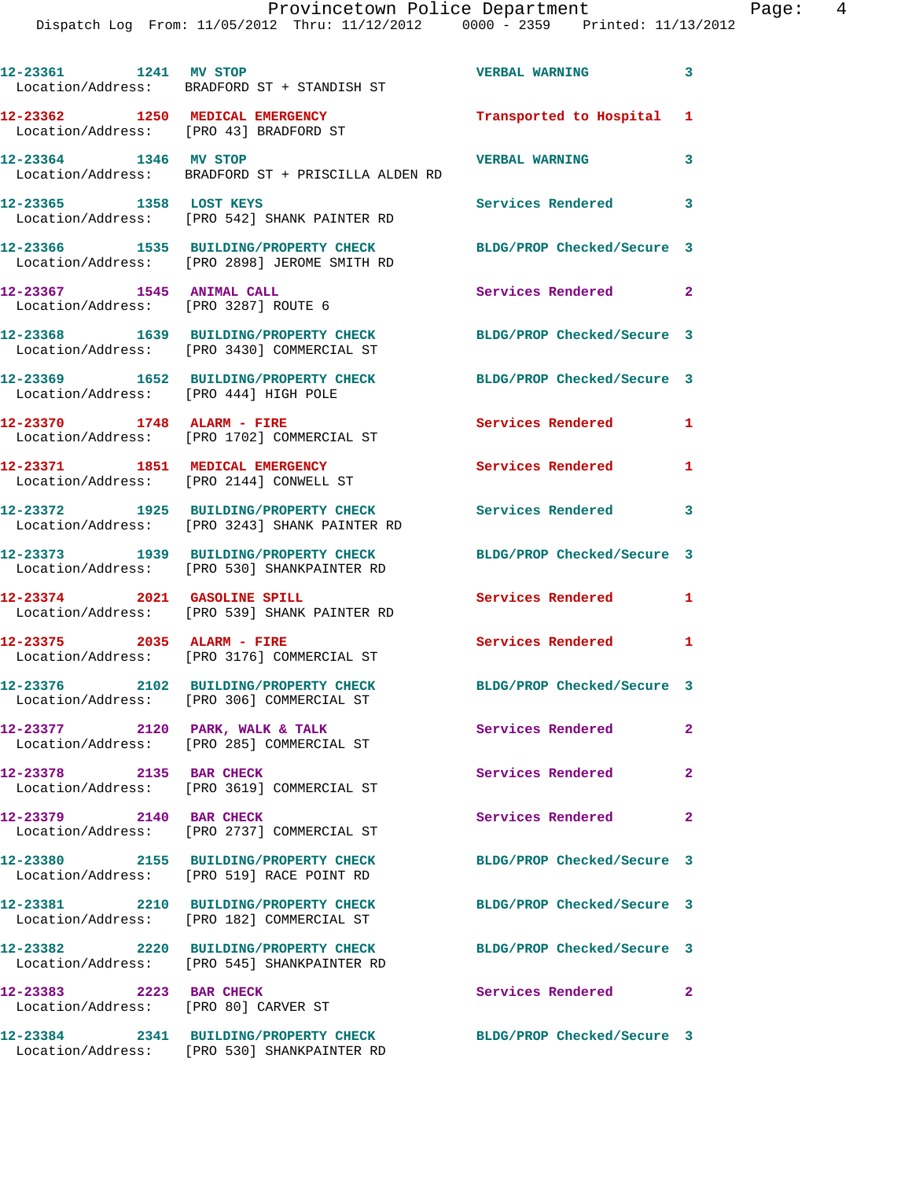12-23361 1241 MV STOP VERBAL WARNING 3
Location/Address: BRADFORD ST + STANDISH ST

12-23362 1250 MEDICAL EMERGENCY Transported to Hospital 1
Location/Address: [PRO 43] BRADFORD ST

12-23364 1346 MV STOP VERBAL WARNING 3
Location/Address: BRADFORD ST + PRISCILLA ALDEN RD

12-23365 1358 LOST KEYS Services Rendered 3
Location/Address: [PRO 542] SHANK PAINTER RD

12-23366 1535 BUILDING/PROPERTY CHECK BLDG/PROP Checked/Secure 3
Location/Address: [PRO 2898] JEROME SMITH RD

12-23367 1545 ANIMAL CALL Services Rendered 2
Location/Address: [PRO 3287] ROUTE 6

12-23368 1639 BUILDING/PROPERTY CHECK BLDG/PROP Checked/Secure 3
Location/Address: [PRO 3430] COMMERCIAL ST

12-23369 1652 BUILDING/PROPERTY CHECK BLDG/PROP Checked/Secure 3
Location/Address: [PRO 444] HIGH POLE

12-23370 1748 ALARM - FIRE Services Rendered 1
Location/Address: [PRO 1702] COMMERCIAL ST

12-23371 1851 MEDICAL EMERGENCY Services Rendered 1
Location/Address: [PRO 2144] CONWELL ST

12-23372 1925 BUILDING/PROPERTY CHECK Services Rendered 3
Location/Address: [PRO 3243] SHANK PAINTER RD

12-23373 1939 BUILDING/PROPERTY CHECK BLDG/PROP Checked/Secure 3
Location/Address: [PRO 530] SHANKPAINTER RD

12-23374 2021 GASOLINE SPILL Services Rendered 1
Location/Address: [PRO 539] SHANK PAINTER RD

12-23375 2035 ALARM - FIRE Services Rendered 1
Location/Address: [PRO 3176] COMMERCIAL ST

12-23376 2102 BUILDING/PROPERTY CHECK BLDG/PROP Checked/Secure 3
Location/Address: [PRO 306] COMMERCIAL ST

12-23377 2120 PARK, WALK & TALK Services Rendered 2
Location/Address: [PRO 285] COMMERCIAL ST

12-23378 2135 BAR CHECK Services Rendered 2
Location/Address: [PRO 3619] COMMERCIAL ST

12-23379 2140 BAR CHECK Services Rendered 2
Location/Address: [PRO 2737] COMMERCIAL ST

12-23380 2155 BUILDING/PROPERTY CHECK BLDG/PROP Checked/Secure 3
Location/Address: [PRO 519] RACE POINT RD

12-23381 2210 BUILDING/PROPERTY CHECK BLDG/PROP Checked/Secure 3
Location/Address: [PRO 182] COMMERCIAL ST

12-23382 2220 BUILDING/PROPERTY CHECK BLDG/PROP Checked/Secure 3
Location/Address: [PRO 545] SHANKPAINTER RD

12-23383 2223 BAR CHECK Services Rendered 2
Location/Address: [PRO 80] CARVER ST

12-23384 2341 BUILDING/PROPERTY CHECK BLDG/PROP Checked/Secure 3
Location/Address: [PRO 530] SHANKPAINTER RD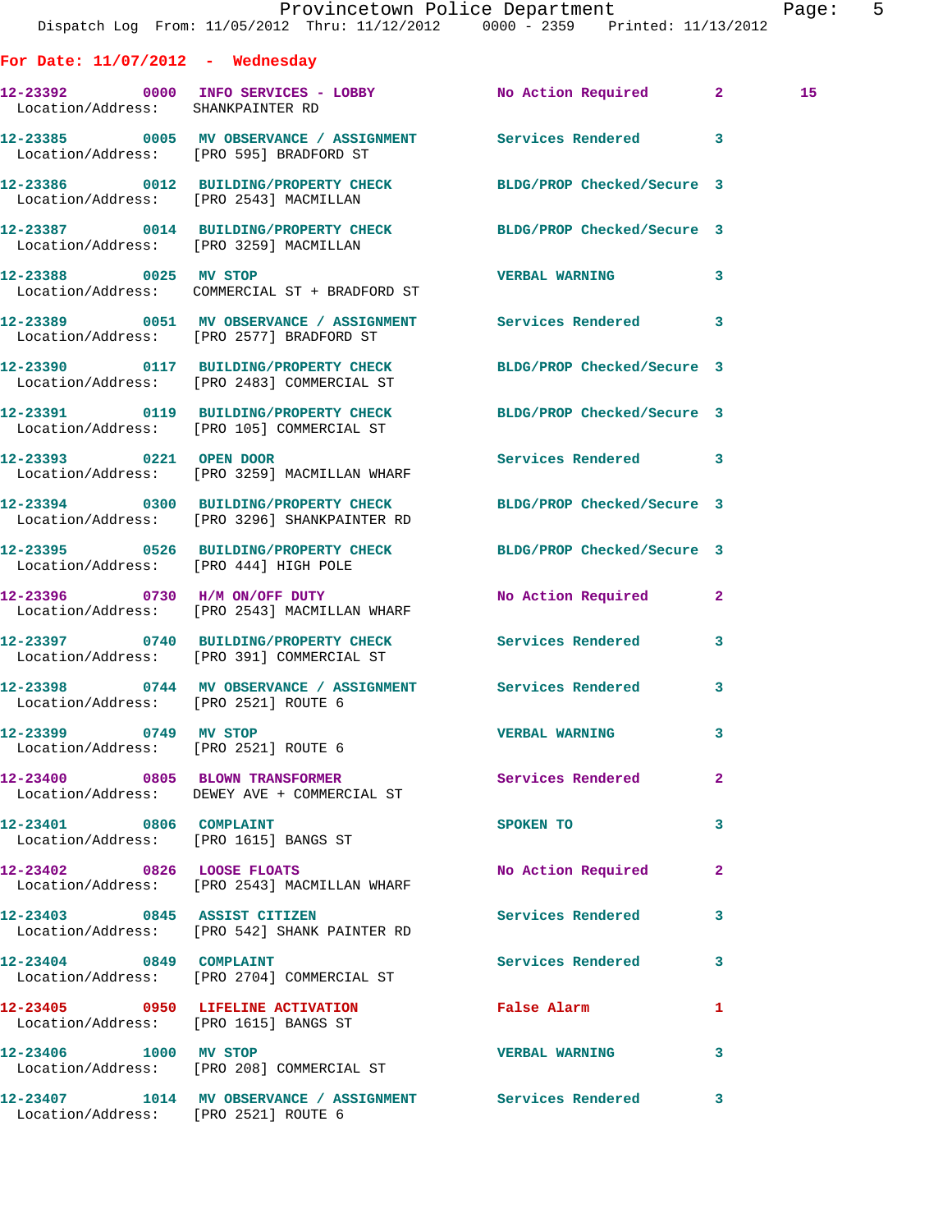## For Date: 11/07/2012 - Wednesday

| Call # | Time | Call Reason | Action | Priority | |
|---|---|---|---|---|---|
| 12-23392 | 0000 | INFO SERVICES - LOBBY | No Action Required | 2 | 15 |
| Location/Address: | | SHANKPAINTER RD | | | |
| 12-23385 | 0005 | MV OBSERVANCE / ASSIGNMENT | Services Rendered | 3 | |
| Location/Address: | | [PRO 595] BRADFORD ST | | | |
| 12-23386 | 0012 | BUILDING/PROPERTY CHECK | BLDG/PROP Checked/Secure | 3 | |
| Location/Address: | | [PRO 2543] MACMILLAN | | | |
| 12-23387 | 0014 | BUILDING/PROPERTY CHECK | BLDG/PROP Checked/Secure | 3 | |
| Location/Address: | | [PRO 3259] MACMILLAN | | | |
| 12-23388 | 0025 | MV STOP | VERBAL WARNING | 3 | |
| Location/Address: | | COMMERCIAL ST + BRADFORD ST | | | |
| 12-23389 | 0051 | MV OBSERVANCE / ASSIGNMENT | Services Rendered | 3 | |
| Location/Address: | | [PRO 2577] BRADFORD ST | | | |
| 12-23390 | 0117 | BUILDING/PROPERTY CHECK | BLDG/PROP Checked/Secure | 3 | |
| Location/Address: | | [PRO 2483] COMMERCIAL ST | | | |
| 12-23391 | 0119 | BUILDING/PROPERTY CHECK | BLDG/PROP Checked/Secure | 3 | |
| Location/Address: | | [PRO 105] COMMERCIAL ST | | | |
| 12-23393 | 0221 | OPEN DOOR | Services Rendered | 3 | |
| Location/Address: | | [PRO 3259] MACMILLAN WHARF | | | |
| 12-23394 | 0300 | BUILDING/PROPERTY CHECK | BLDG/PROP Checked/Secure | 3 | |
| Location/Address: | | [PRO 3296] SHANKPAINTER RD | | | |
| 12-23395 | 0526 | BUILDING/PROPERTY CHECK | BLDG/PROP Checked/Secure | 3 | |
| Location/Address: | | [PRO 444] HIGH POLE | | | |
| 12-23396 | 0730 | H/M ON/OFF DUTY | No Action Required | 2 | |
| Location/Address: | | [PRO 2543] MACMILLAN WHARF | | | |
| 12-23397 | 0740 | BUILDING/PROPERTY CHECK | Services Rendered | 3 | |
| Location/Address: | | [PRO 391] COMMERCIAL ST | | | |
| 12-23398 | 0744 | MV OBSERVANCE / ASSIGNMENT | Services Rendered | 3 | |
| Location/Address: | | [PRO 2521] ROUTE 6 | | | |
| 12-23399 | 0749 | MV STOP | VERBAL WARNING | 3 | |
| Location/Address: | | [PRO 2521] ROUTE 6 | | | |
| 12-23400 | 0805 | BLOWN TRANSFORMER | Services Rendered | 2 | |
| Location/Address: | | DEWEY AVE + COMMERCIAL ST | | | |
| 12-23401 | 0806 | COMPLAINT | SPOKEN TO | 3 | |
| Location/Address: | | [PRO 1615] BANGS ST | | | |
| 12-23402 | 0826 | LOOSE FLOATS | No Action Required | 2 | |
| Location/Address: | | [PRO 2543] MACMILLAN WHARF | | | |
| 12-23403 | 0845 | ASSIST CITIZEN | Services Rendered | 3 | |
| Location/Address: | | [PRO 542] SHANK PAINTER RD | | | |
| 12-23404 | 0849 | COMPLAINT | Services Rendered | 3 | |
| Location/Address: | | [PRO 2704] COMMERCIAL ST | | | |
| 12-23405 | 0950 | LIFELINE ACTIVATION | False Alarm | 1 | |
| Location/Address: | | [PRO 1615] BANGS ST | | | |
| 12-23406 | 1000 | MV STOP | VERBAL WARNING | 3 | |
| Location/Address: | | [PRO 208] COMMERCIAL ST | | | |
| 12-23407 | 1014 | MV OBSERVANCE / ASSIGNMENT | Services Rendered | 3 | |
| Location/Address: | | [PRO 2521] ROUTE 6 | | | |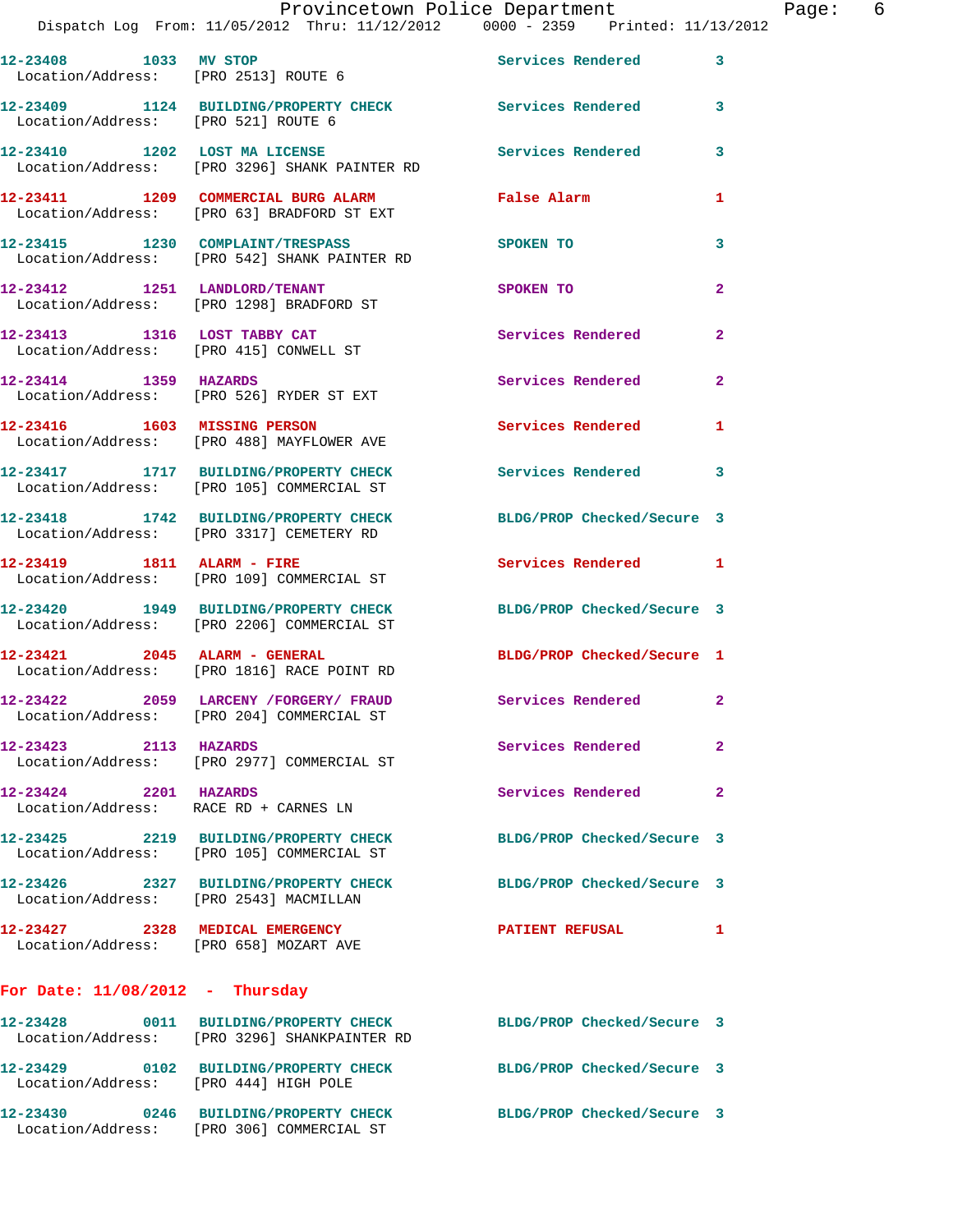12-23408 1033 MV STOP Services Rendered 3
Location/Address: [PRO 2513] ROUTE 6

12-23409 1124 BUILDING/PROPERTY CHECK Services Rendered 3
Location/Address: [PRO 521] ROUTE 6

12-23410 1202 LOST MA LICENSE Services Rendered 3
Location/Address: [PRO 3296] SHANK PAINTER RD

12-23411 1209 COMMERCIAL BURG ALARM False Alarm 1
Location/Address: [PRO 63] BRADFORD ST EXT

12-23415 1230 COMPLAINT/TRESPASS SPOKEN TO 3
Location/Address: [PRO 542] SHANK PAINTER RD

12-23412 1251 LANDLORD/TENANT SPOKEN TO 2
Location/Address: [PRO 1298] BRADFORD ST

12-23413 1316 LOST TABBY CAT Services Rendered 2
Location/Address: [PRO 415] CONWELL ST

12-23414 1359 HAZARDS Services Rendered 2
Location/Address: [PRO 526] RYDER ST EXT

12-23416 1603 MISSING PERSON Services Rendered 1
Location/Address: [PRO 488] MAYFLOWER AVE

12-23417 1717 BUILDING/PROPERTY CHECK Services Rendered 3
Location/Address: [PRO 105] COMMERCIAL ST

12-23418 1742 BUILDING/PROPERTY CHECK BLDG/PROP Checked/Secure 3
Location/Address: [PRO 3317] CEMETERY RD

12-23419 1811 ALARM - FIRE Services Rendered 1
Location/Address: [PRO 109] COMMERCIAL ST

12-23420 1949 BUILDING/PROPERTY CHECK BLDG/PROP Checked/Secure 3
Location/Address: [PRO 2206] COMMERCIAL ST

12-23421 2045 ALARM - GENERAL BLDG/PROP Checked/Secure 1
Location/Address: [PRO 1816] RACE POINT RD

12-23422 2059 LARCENY /FORGERY/ FRAUD Services Rendered 2
Location/Address: [PRO 204] COMMERCIAL ST

12-23423 2113 HAZARDS Services Rendered 2
Location/Address: [PRO 2977] COMMERCIAL ST

12-23424 2201 HAZARDS Services Rendered 2
Location/Address: RACE RD + CARNES LN

12-23425 2219 BUILDING/PROPERTY CHECK BLDG/PROP Checked/Secure 3
Location/Address: [PRO 105] COMMERCIAL ST

12-23426 2327 BUILDING/PROPERTY CHECK BLDG/PROP Checked/Secure 3
Location/Address: [PRO 2543] MACMILLAN

12-23427 2328 MEDICAL EMERGENCY PATIENT REFUSAL 1
Location/Address: [PRO 658] MOZART AVE

## For Date: 11/08/2012 - Thursday

12-23428 0011 BUILDING/PROPERTY CHECK BLDG/PROP Checked/Secure 3
Location/Address: [PRO 3296] SHANKPAINTER RD

12-23429 0102 BUILDING/PROPERTY CHECK BLDG/PROP Checked/Secure 3
Location/Address: [PRO 444] HIGH POLE

12-23430 0246 BUILDING/PROPERTY CHECK BLDG/PROP Checked/Secure 3
Location/Address: [PRO 306] COMMERCIAL ST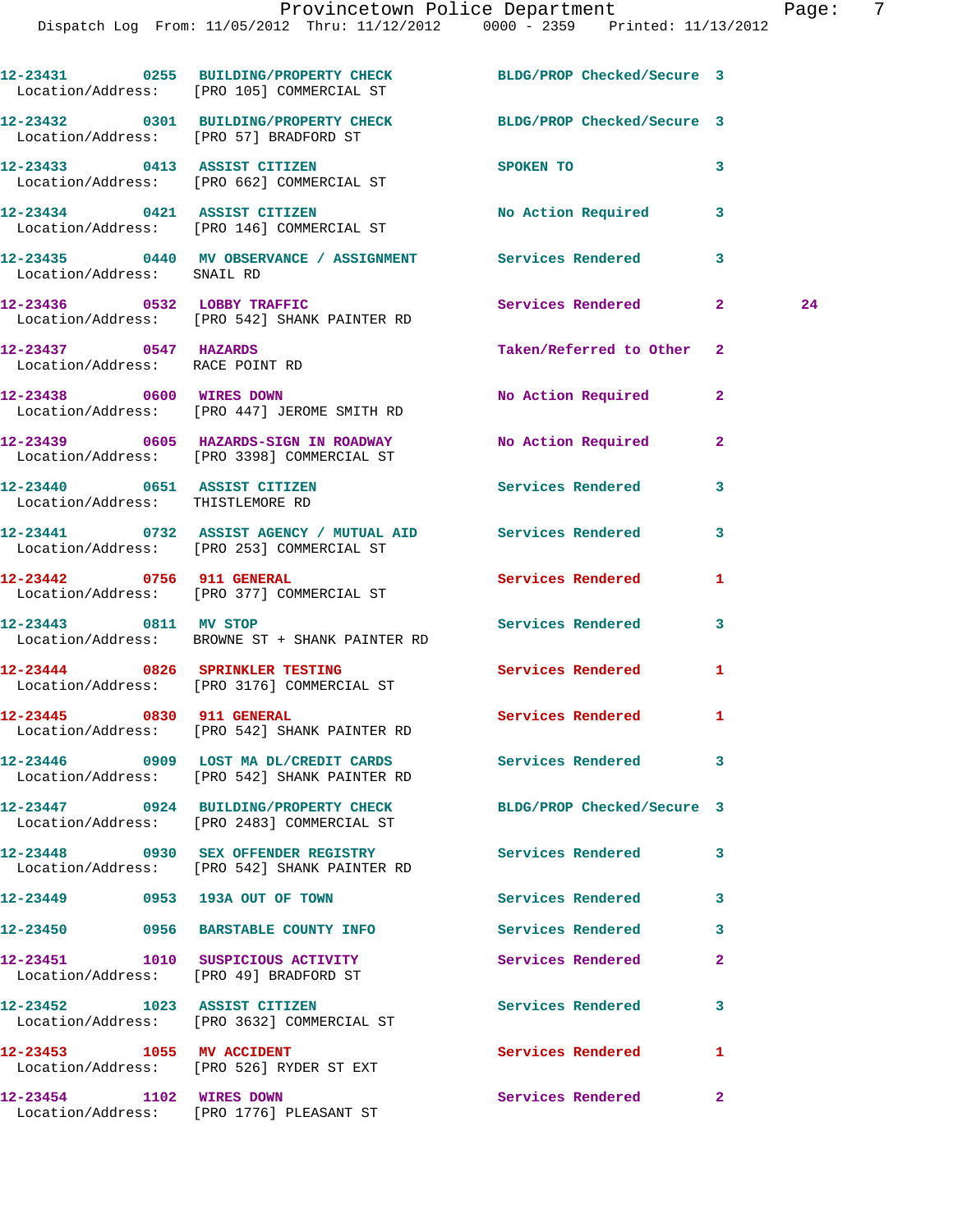Dispatch Log From: 11/05/2012 Thru: 11/12/2012 0000 - 2359 Printed: 11/13/2012

**12-23431** 0255 **BUILDING/PROPERTY CHECK** BLDG/PROP Checked/Secure 3
Location/Address: [PRO 105] COMMERCIAL ST

**12-23432** 0301 **BUILDING/PROPERTY CHECK** BLDG/PROP Checked/Secure 3
Location/Address: [PRO 57] BRADFORD ST

**12-23433** 0413 **ASSIST CITIZEN** SPOKEN TO 3
Location/Address: [PRO 662] COMMERCIAL ST

**12-23434** 0421 **ASSIST CITIZEN** No Action Required 3
Location/Address: [PRO 146] COMMERCIAL ST

**12-23435** 0440 **MV OBSERVANCE / ASSIGNMENT** Services Rendered 3
Location/Address: SNAIL RD

**12-23436** 0532 **LOBBY TRAFFIC** Services Rendered 2 24
Location/Address: [PRO 542] SHANK PAINTER RD

**12-23437** 0547 **HAZARDS** Taken/Referred to Other 2
Location/Address: RACE POINT RD

**12-23438** 0600 **WIRES DOWN** No Action Required 2
Location/Address: [PRO 447] JEROME SMITH RD

**12-23439** 0605 **HAZARDS-SIGN IN ROADWAY** No Action Required 2
Location/Address: [PRO 3398] COMMERCIAL ST

**12-23440** 0651 **ASSIST CITIZEN** Services Rendered 3
Location/Address: THISTLEMORE RD

**12-23441** 0732 **ASSIST AGENCY / MUTUAL AID** Services Rendered 3
Location/Address: [PRO 253] COMMERCIAL ST

**12-23442** 0756 **911 GENERAL** Services Rendered 1
Location/Address: [PRO 377] COMMERCIAL ST

**12-23443** 0811 **MV STOP** Services Rendered 3
Location/Address: BROWNE ST + SHANK PAINTER RD

**12-23444** 0826 **SPRINKLER TESTING** Services Rendered 1
Location/Address: [PRO 3176] COMMERCIAL ST

**12-23445** 0830 **911 GENERAL** Services Rendered 1
Location/Address: [PRO 542] SHANK PAINTER RD

**12-23446** 0909 **LOST MA DL/CREDIT CARDS** Services Rendered 3
Location/Address: [PRO 542] SHANK PAINTER RD

**12-23447** 0924 **BUILDING/PROPERTY CHECK** BLDG/PROP Checked/Secure 3
Location/Address: [PRO 2483] COMMERCIAL ST

**12-23448** 0930 **SEX OFFENDER REGISTRY** Services Rendered 3
Location/Address: [PRO 542] SHANK PAINTER RD

**12-23449** 0953 **193A OUT OF TOWN** Services Rendered 3

**12-23450** 0956 **BARSTABLE COUNTY INFO** Services Rendered 3

**12-23451** 1010 **SUSPICIOUS ACTIVITY** Services Rendered 2
Location/Address: [PRO 49] BRADFORD ST

**12-23452** 1023 **ASSIST CITIZEN** Services Rendered 3
Location/Address: [PRO 3632] COMMERCIAL ST

**12-23453** 1055 **MV ACCIDENT** Services Rendered 1
Location/Address: [PRO 526] RYDER ST EXT

**12-23454** 1102 **WIRES DOWN** Services Rendered 2
Location/Address: [PRO 1776] PLEASANT ST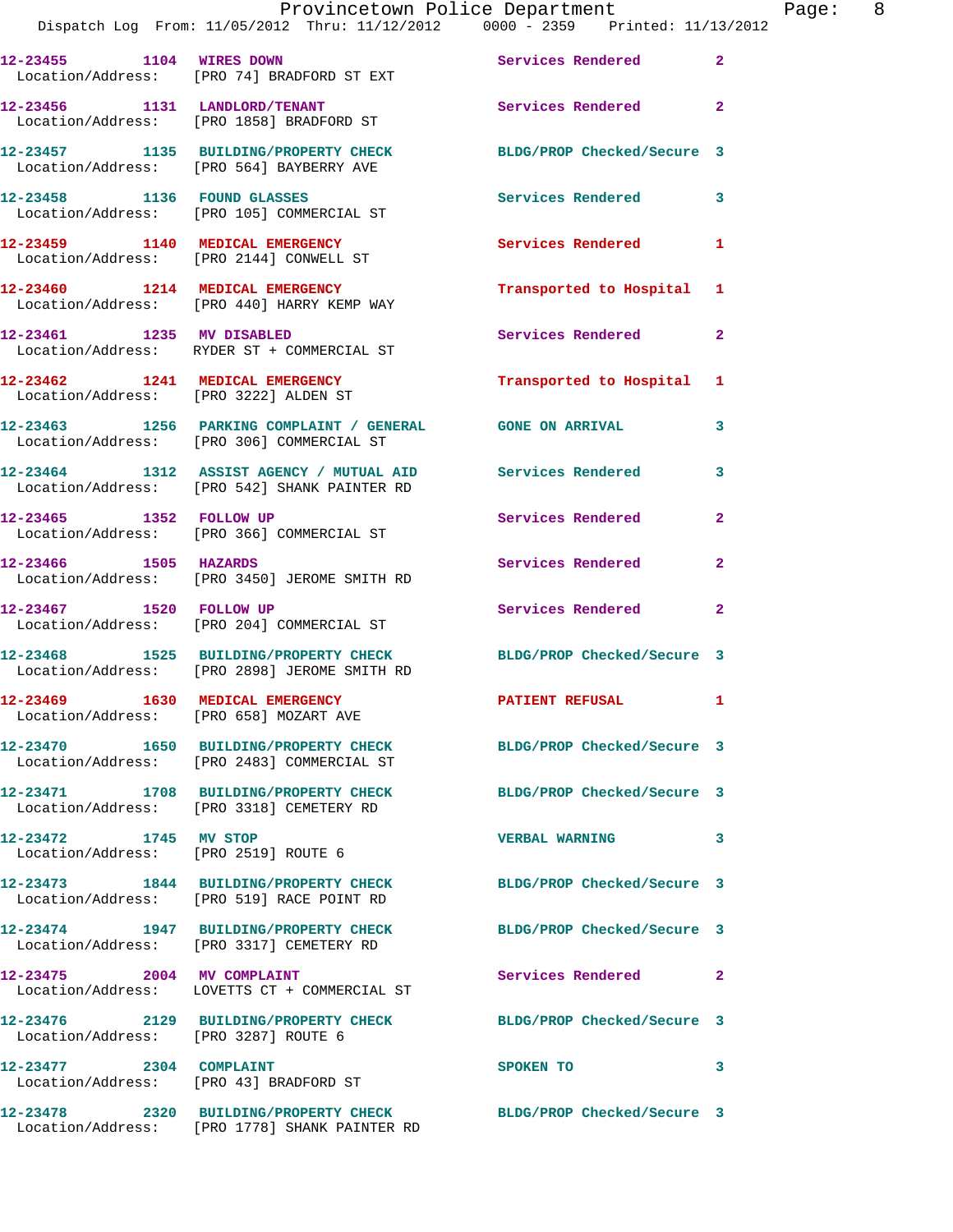12-23455 1104 WIRES DOWN Services Rendered 2
Location/Address: [PRO 74] BRADFORD ST EXT

12-23456 1131 LANDLORD/TENANT Services Rendered 2
Location/Address: [PRO 1858] BRADFORD ST

12-23457 1135 BUILDING/PROPERTY CHECK BLDG/PROP Checked/Secure 3
Location/Address: [PRO 564] BAYBERRY AVE

12-23458 1136 FOUND GLASSES Services Rendered 3
Location/Address: [PRO 105] COMMERCIAL ST

12-23459 1140 MEDICAL EMERGENCY Services Rendered 1
Location/Address: [PRO 2144] CONWELL ST

12-23460 1214 MEDICAL EMERGENCY Transported to Hospital 1
Location/Address: [PRO 440] HARRY KEMP WAY

12-23461 1235 MV DISABLED Services Rendered 2
Location/Address: RYDER ST + COMMERCIAL ST

12-23462 1241 MEDICAL EMERGENCY Transported to Hospital 1
Location/Address: [PRO 3222] ALDEN ST

12-23463 1256 PARKING COMPLAINT / GENERAL GONE ON ARRIVAL 3
Location/Address: [PRO 306] COMMERCIAL ST

12-23464 1312 ASSIST AGENCY / MUTUAL AID Services Rendered 3
Location/Address: [PRO 542] SHANK PAINTER RD

12-23465 1352 FOLLOW UP Services Rendered 2
Location/Address: [PRO 366] COMMERCIAL ST

12-23466 1505 HAZARDS Services Rendered 2
Location/Address: [PRO 3450] JEROME SMITH RD

12-23467 1520 FOLLOW UP Services Rendered 2
Location/Address: [PRO 204] COMMERCIAL ST

12-23468 1525 BUILDING/PROPERTY CHECK BLDG/PROP Checked/Secure 3
Location/Address: [PRO 2898] JEROME SMITH RD

12-23469 1630 MEDICAL EMERGENCY PATIENT REFUSAL 1
Location/Address: [PRO 658] MOZART AVE

12-23470 1650 BUILDING/PROPERTY CHECK BLDG/PROP Checked/Secure 3
Location/Address: [PRO 2483] COMMERCIAL ST

12-23471 1708 BUILDING/PROPERTY CHECK BLDG/PROP Checked/Secure 3
Location/Address: [PRO 3318] CEMETERY RD

12-23472 1745 MV STOP VERBAL WARNING 3
Location/Address: [PRO 2519] ROUTE 6

12-23473 1844 BUILDING/PROPERTY CHECK BLDG/PROP Checked/Secure 3
Location/Address: [PRO 519] RACE POINT RD

12-23474 1947 BUILDING/PROPERTY CHECK BLDG/PROP Checked/Secure 3
Location/Address: [PRO 3317] CEMETERY RD

12-23475 2004 MV COMPLAINT Services Rendered 2
Location/Address: LOVETTS CT + COMMERCIAL ST

12-23476 2129 BUILDING/PROPERTY CHECK BLDG/PROP Checked/Secure 3
Location/Address: [PRO 3287] ROUTE 6

12-23477 2304 COMPLAINT SPOKEN TO 3
Location/Address: [PRO 43] BRADFORD ST

12-23478 2320 BUILDING/PROPERTY CHECK BLDG/PROP Checked/Secure 3
Location/Address: [PRO 1778] SHANK PAINTER RD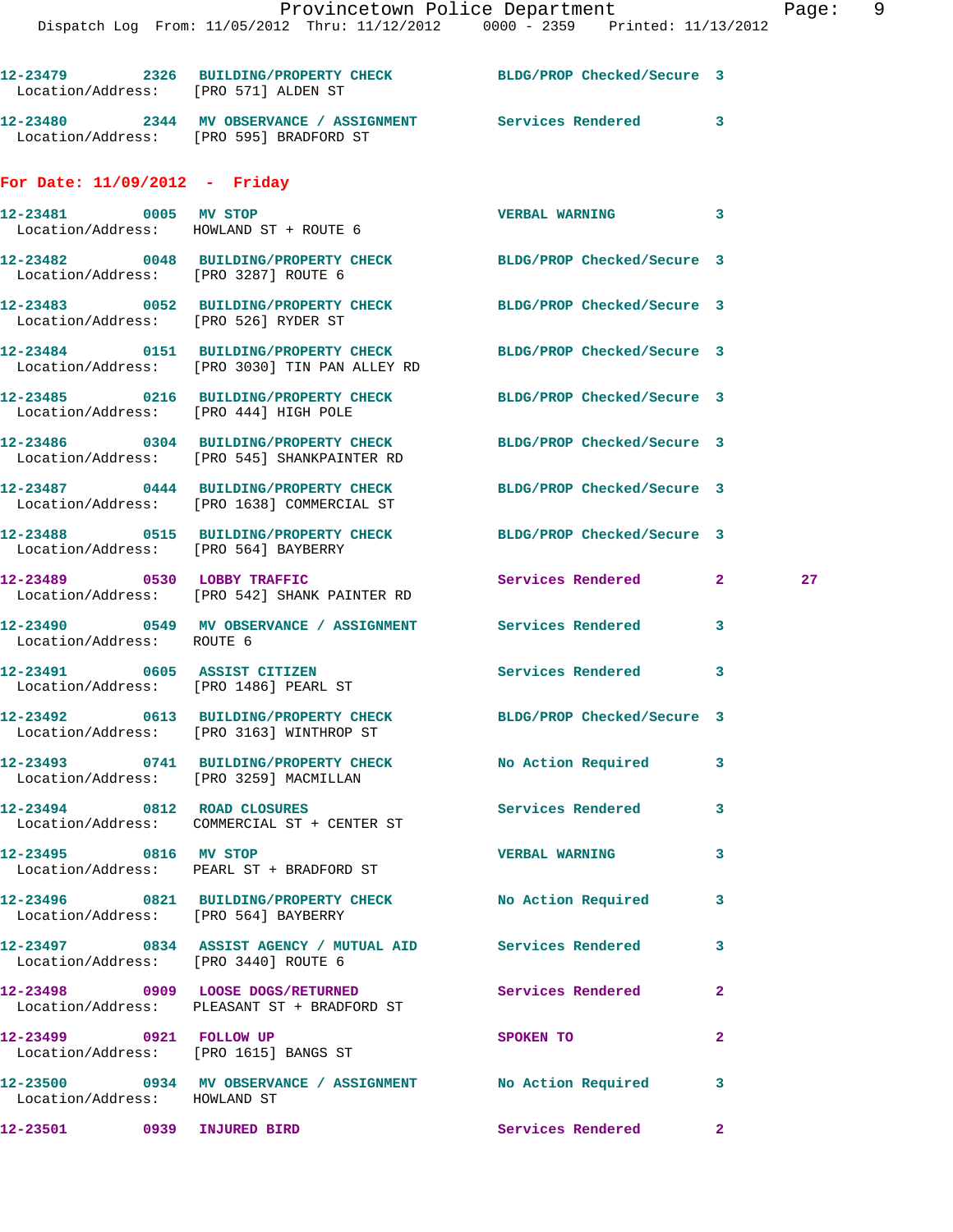12-23479 2326 BUILDING/PROPERTY CHECK BLDG/PROP Checked/Secure 3
Location/Address: [PRO 571] ALDEN ST

12-23480 2344 MV OBSERVANCE / ASSIGNMENT Services Rendered 3
Location/Address: [PRO 595] BRADFORD ST

## For Date: 11/09/2012 - Friday

12-23481 0005 MV STOP VERBAL WARNING 3
Location/Address: HOWLAND ST + ROUTE 6

12-23482 0048 BUILDING/PROPERTY CHECK BLDG/PROP Checked/Secure 3
Location/Address: [PRO 3287] ROUTE 6

12-23483 0052 BUILDING/PROPERTY CHECK BLDG/PROP Checked/Secure 3
Location/Address: [PRO 526] RYDER ST

12-23484 0151 BUILDING/PROPERTY CHECK BLDG/PROP Checked/Secure 3
Location/Address: [PRO 3030] TIN PAN ALLEY RD

12-23485 0216 BUILDING/PROPERTY CHECK BLDG/PROP Checked/Secure 3
Location/Address: [PRO 444] HIGH POLE

12-23486 0304 BUILDING/PROPERTY CHECK BLDG/PROP Checked/Secure 3
Location/Address: [PRO 545] SHANKPAINTER RD

12-23487 0444 BUILDING/PROPERTY CHECK BLDG/PROP Checked/Secure 3
Location/Address: [PRO 1638] COMMERCIAL ST

12-23488 0515 BUILDING/PROPERTY CHECK BLDG/PROP Checked/Secure 3
Location/Address: [PRO 564] BAYBERRY

12-23489 0530 LOBBY TRAFFIC Services Rendered 2 27
Location/Address: [PRO 542] SHANK PAINTER RD

12-23490 0549 MV OBSERVANCE / ASSIGNMENT Services Rendered 3
Location/Address: ROUTE 6

12-23491 0605 ASSIST CITIZEN Services Rendered 3
Location/Address: [PRO 1486] PEARL ST

12-23492 0613 BUILDING/PROPERTY CHECK BLDG/PROP Checked/Secure 3
Location/Address: [PRO 3163] WINTHROP ST

12-23493 0741 BUILDING/PROPERTY CHECK No Action Required 3
Location/Address: [PRO 3259] MACMILLAN

12-23494 0812 ROAD CLOSURES Services Rendered 3
Location/Address: COMMERCIAL ST + CENTER ST

12-23495 0816 MV STOP VERBAL WARNING 3
Location/Address: PEARL ST + BRADFORD ST

12-23496 0821 BUILDING/PROPERTY CHECK No Action Required 3
Location/Address: [PRO 564] BAYBERRY

12-23497 0834 ASSIST AGENCY / MUTUAL AID Services Rendered 3
Location/Address: [PRO 3440] ROUTE 6

12-23498 0909 LOOSE DOGS/RETURNED Services Rendered 2
Location/Address: PLEASANT ST + BRADFORD ST

12-23499 0921 FOLLOW UP SPOKEN TO 2
Location/Address: [PRO 1615] BANGS ST

12-23500 0934 MV OBSERVANCE / ASSIGNMENT No Action Required 3
Location/Address: HOWLAND ST

12-23501 0939 INJURED BIRD Services Rendered 2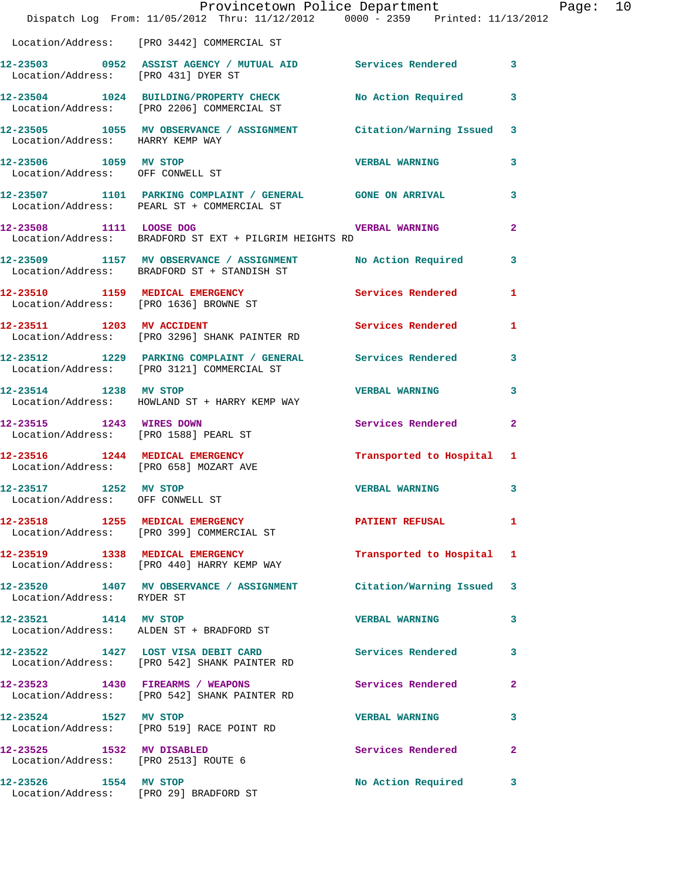Location/Address: [PRO 3442] COMMERCIAL ST

| Call # | Time | Call Reason | Action | Priority |
|---|---|---|---|---|
| 12-23503 | 0952 | ASSIST AGENCY / MUTUAL AID | Services Rendered | 3 |
| Location/Address: | | [PRO 431] DYER ST | | |
| 12-23504 | 1024 | BUILDING/PROPERTY CHECK | No Action Required | 3 |
| Location/Address: | | [PRO 2206] COMMERCIAL ST | | |
| 12-23505 | 1055 | MV OBSERVANCE / ASSIGNMENT | Citation/Warning Issued | 3 |
| Location/Address: | | HARRY KEMP WAY | | |
| 12-23506 | 1059 | MV STOP | VERBAL WARNING | 3 |
| Location/Address: | | OFF CONWELL ST | | |
| 12-23507 | 1101 | PARKING COMPLAINT / GENERAL | GONE ON ARRIVAL | 3 |
| Location/Address: | | PEARL ST + COMMERCIAL ST | | |
| 12-23508 | 1111 | LOOSE DOG | VERBAL WARNING | 2 |
| Location/Address: | | BRADFORD ST EXT + PILGRIM HEIGHTS RD | | |
| 12-23509 | 1157 | MV OBSERVANCE / ASSIGNMENT | No Action Required | 3 |
| Location/Address: | | BRADFORD ST + STANDISH ST | | |
| 12-23510 | 1159 | MEDICAL EMERGENCY | Services Rendered | 1 |
| Location/Address: | | [PRO 1636] BROWNE ST | | |
| 12-23511 | 1203 | MV ACCIDENT | Services Rendered | 1 |
| Location/Address: | | [PRO 3296] SHANK PAINTER RD | | |
| 12-23512 | 1229 | PARKING COMPLAINT / GENERAL | Services Rendered | 3 |
| Location/Address: | | [PRO 3121] COMMERCIAL ST | | |
| 12-23514 | 1238 | MV STOP | VERBAL WARNING | 3 |
| Location/Address: | | HOWLAND ST + HARRY KEMP WAY | | |
| 12-23515 | 1243 | WIRES DOWN | Services Rendered | 2 |
| Location/Address: | | [PRO 1588] PEARL ST | | |
| 12-23516 | 1244 | MEDICAL EMERGENCY | Transported to Hospital | 1 |
| Location/Address: | | [PRO 658] MOZART AVE | | |
| 12-23517 | 1252 | MV STOP | VERBAL WARNING | 3 |
| Location/Address: | | OFF CONWELL ST | | |
| 12-23518 | 1255 | MEDICAL EMERGENCY | PATIENT REFUSAL | 1 |
| Location/Address: | | [PRO 399] COMMERCIAL ST | | |
| 12-23519 | 1338 | MEDICAL EMERGENCY | Transported to Hospital | 1 |
| Location/Address: | | [PRO 440] HARRY KEMP WAY | | |
| 12-23520 | 1407 | MV OBSERVANCE / ASSIGNMENT | Citation/Warning Issued | 3 |
| Location/Address: | | RYDER ST | | |
| 12-23521 | 1414 | MV STOP | VERBAL WARNING | 3 |
| Location/Address: | | ALDEN ST + BRADFORD ST | | |
| 12-23522 | 1427 | LOST VISA DEBIT CARD | Services Rendered | 3 |
| Location/Address: | | [PRO 542] SHANK PAINTER RD | | |
| 12-23523 | 1430 | FIREARMS / WEAPONS | Services Rendered | 2 |
| Location/Address: | | [PRO 542] SHANK PAINTER RD | | |
| 12-23524 | 1527 | MV STOP | VERBAL WARNING | 3 |
| Location/Address: | | [PRO 519] RACE POINT RD | | |
| 12-23525 | 1532 | MV DISABLED | Services Rendered | 2 |
| Location/Address: | | [PRO 2513] ROUTE 6 | | |
| 12-23526 | 1554 | MV STOP | No Action Required | 3 |
| Location/Address: | | [PRO 29] BRADFORD ST | | |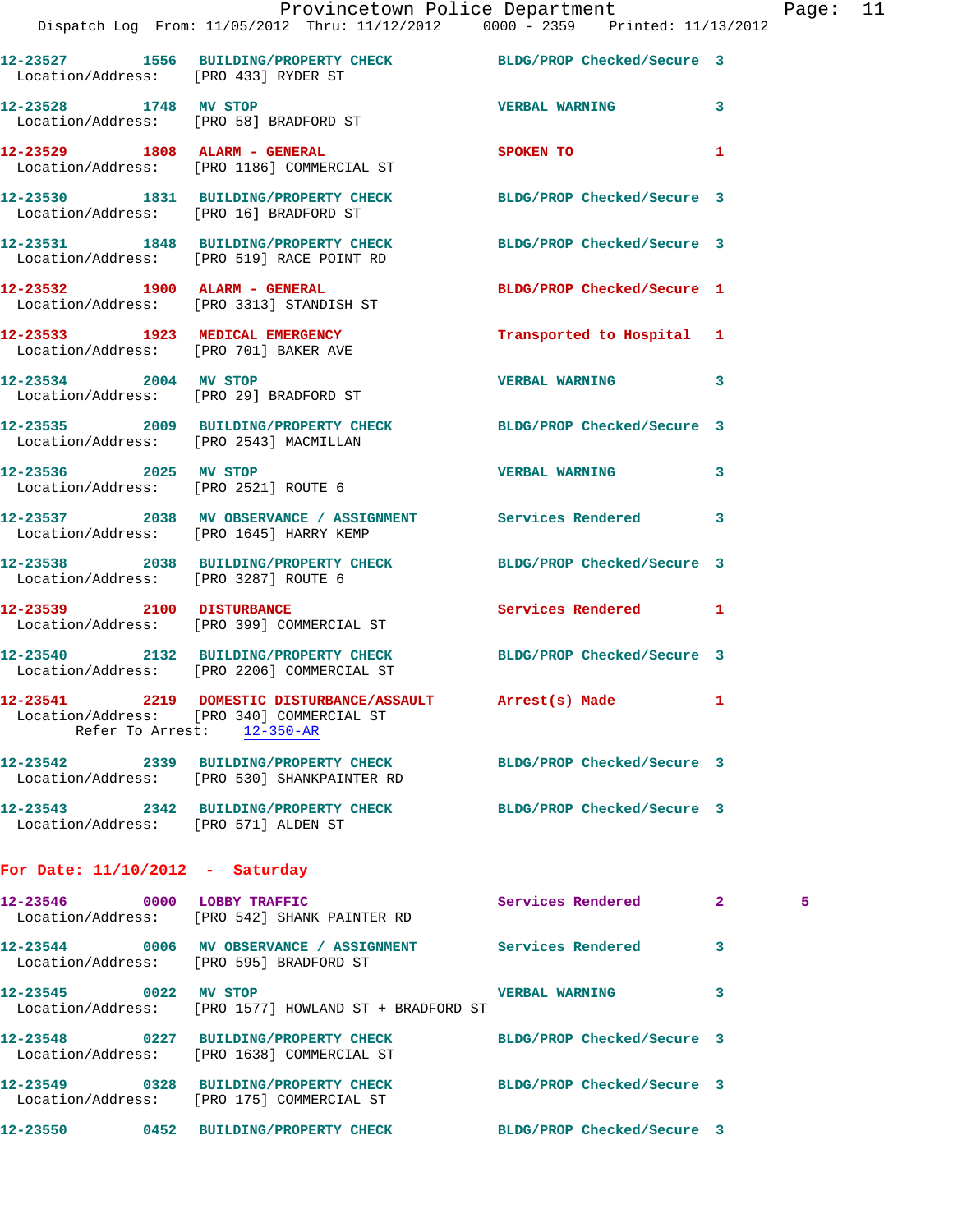12-23527 1556 BUILDING/PROPERTY CHECK BLDG/PROP Checked/Secure 3
Location/Address: [PRO 433] RYDER ST

12-23528 1748 MV STOP VERBAL WARNING 3
Location/Address: [PRO 58] BRADFORD ST

12-23529 1808 ALARM - GENERAL SPOKEN TO 1
Location/Address: [PRO 1186] COMMERCIAL ST

12-23530 1831 BUILDING/PROPERTY CHECK BLDG/PROP Checked/Secure 3
Location/Address: [PRO 16] BRADFORD ST

12-23531 1848 BUILDING/PROPERTY CHECK BLDG/PROP Checked/Secure 3
Location/Address: [PRO 519] RACE POINT RD

12-23532 1900 ALARM - GENERAL BLDG/PROP Checked/Secure 1
Location/Address: [PRO 3313] STANDISH ST

12-23533 1923 MEDICAL EMERGENCY Transported to Hospital 1
Location/Address: [PRO 701] BAKER AVE

12-23534 2004 MV STOP VERBAL WARNING 3
Location/Address: [PRO 29] BRADFORD ST

12-23535 2009 BUILDING/PROPERTY CHECK BLDG/PROP Checked/Secure 3
Location/Address: [PRO 2543] MACMILLAN

12-23536 2025 MV STOP VERBAL WARNING 3
Location/Address: [PRO 2521] ROUTE 6

12-23537 2038 MV OBSERVANCE / ASSIGNMENT Services Rendered 3
Location/Address: [PRO 1645] HARRY KEMP

12-23538 2038 BUILDING/PROPERTY CHECK BLDG/PROP Checked/Secure 3
Location/Address: [PRO 3287] ROUTE 6

12-23539 2100 DISTURBANCE Services Rendered 1
Location/Address: [PRO 399] COMMERCIAL ST

12-23540 2132 BUILDING/PROPERTY CHECK BLDG/PROP Checked/Secure 3
Location/Address: [PRO 2206] COMMERCIAL ST

12-23541 2219 DOMESTIC DISTURBANCE/ASSAULT Arrest(s) Made 1
Location/Address: [PRO 340] COMMERCIAL ST
Refer To Arrest: 12-350-AR

12-23542 2339 BUILDING/PROPERTY CHECK BLDG/PROP Checked/Secure 3
Location/Address: [PRO 530] SHANKPAINTER RD

12-23543 2342 BUILDING/PROPERTY CHECK BLDG/PROP Checked/Secure 3
Location/Address: [PRO 571] ALDEN ST

## For Date: 11/10/2012 - Saturday

12-23546 0000 LOBBY TRAFFIC Services Rendered 2 5
Location/Address: [PRO 542] SHANK PAINTER RD

12-23544 0006 MV OBSERVANCE / ASSIGNMENT Services Rendered 3
Location/Address: [PRO 595] BRADFORD ST

12-23545 0022 MV STOP VERBAL WARNING 3
Location/Address: [PRO 1577] HOWLAND ST + BRADFORD ST

12-23548 0227 BUILDING/PROPERTY CHECK BLDG/PROP Checked/Secure 3
Location/Address: [PRO 1638] COMMERCIAL ST

12-23549 0328 BUILDING/PROPERTY CHECK BLDG/PROP Checked/Secure 3
Location/Address: [PRO 175] COMMERCIAL ST

12-23550 0452 BUILDING/PROPERTY CHECK BLDG/PROP Checked/Secure 3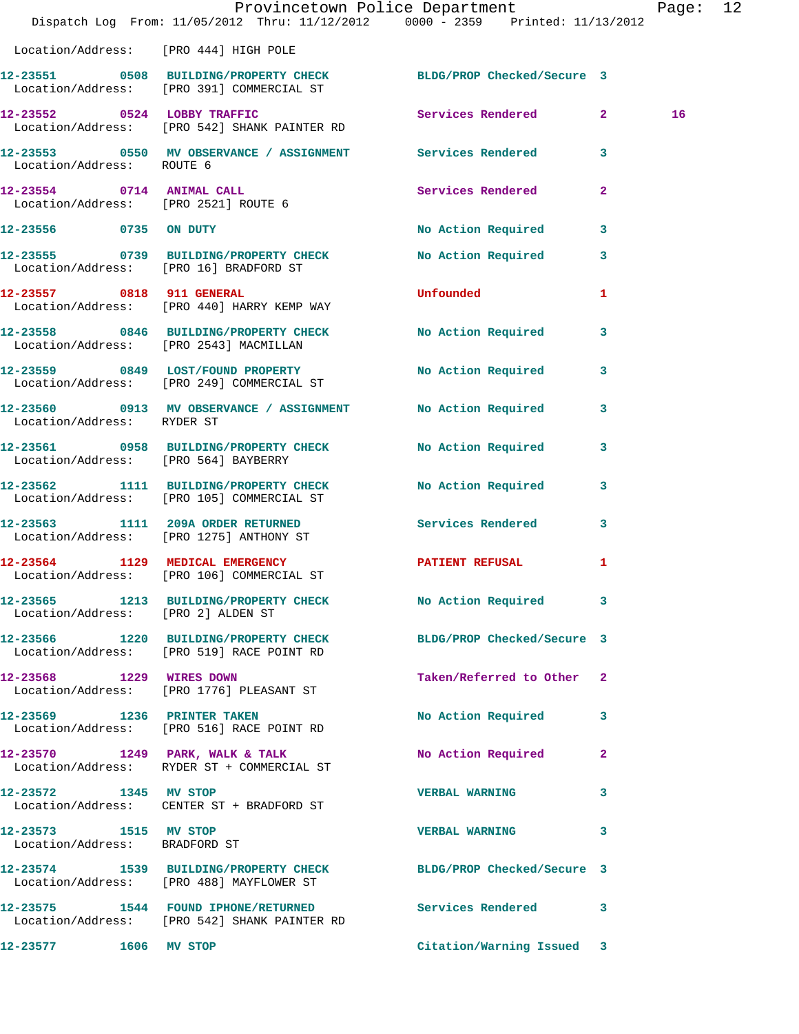Location/Address: [PRO 444] HIGH POLE

12-23551 0508 BUILDING/PROPERTY CHECK BLDG/PROP Checked/Secure 3
Location/Address: [PRO 391] COMMERCIAL ST

12-23552 0524 LOBBY TRAFFIC Services Rendered 2 16
Location/Address: [PRO 542] SHANK PAINTER RD

12-23553 0550 MV OBSERVANCE / ASSIGNMENT Services Rendered 3
Location/Address: ROUTE 6

12-23554 0714 ANIMAL CALL Services Rendered 2
Location/Address: [PRO 2521] ROUTE 6

12-23556 0735 ON DUTY No Action Required 3

12-23555 0739 BUILDING/PROPERTY CHECK No Action Required 3
Location/Address: [PRO 16] BRADFORD ST

12-23557 0818 911 GENERAL Unfounded 1
Location/Address: [PRO 440] HARRY KEMP WAY

12-23558 0846 BUILDING/PROPERTY CHECK No Action Required 3
Location/Address: [PRO 2543] MACMILLAN

12-23559 0849 LOST/FOUND PROPERTY No Action Required 3
Location/Address: [PRO 249] COMMERCIAL ST

12-23560 0913 MV OBSERVANCE / ASSIGNMENT No Action Required 3
Location/Address: RYDER ST

12-23561 0958 BUILDING/PROPERTY CHECK No Action Required 3
Location/Address: [PRO 564] BAYBERRY

12-23562 1111 BUILDING/PROPERTY CHECK No Action Required 3
Location/Address: [PRO 105] COMMERCIAL ST

12-23563 1111 209A ORDER RETURNED Services Rendered 3
Location/Address: [PRO 1275] ANTHONY ST

12-23564 1129 MEDICAL EMERGENCY PATIENT REFUSAL 1
Location/Address: [PRO 106] COMMERCIAL ST

12-23565 1213 BUILDING/PROPERTY CHECK No Action Required 3
Location/Address: [PRO 2] ALDEN ST

12-23566 1220 BUILDING/PROPERTY CHECK BLDG/PROP Checked/Secure 3
Location/Address: [PRO 519] RACE POINT RD

12-23568 1229 WIRES DOWN Taken/Referred to Other 2
Location/Address: [PRO 1776] PLEASANT ST

12-23569 1236 PRINTER TAKEN No Action Required 3
Location/Address: [PRO 516] RACE POINT RD

12-23570 1249 PARK, WALK & TALK No Action Required 2
Location/Address: RYDER ST + COMMERCIAL ST

12-23572 1345 MV STOP VERBAL WARNING 3
Location/Address: CENTER ST + BRADFORD ST

12-23573 1515 MV STOP VERBAL WARNING 3
Location/Address: BRADFORD ST

12-23574 1539 BUILDING/PROPERTY CHECK BLDG/PROP Checked/Secure 3
Location/Address: [PRO 488] MAYFLOWER ST

12-23575 1544 FOUND IPHONE/RETURNED Services Rendered 3
Location/Address: [PRO 542] SHANK PAINTER RD

12-23577 1606 MV STOP Citation/Warning Issued 3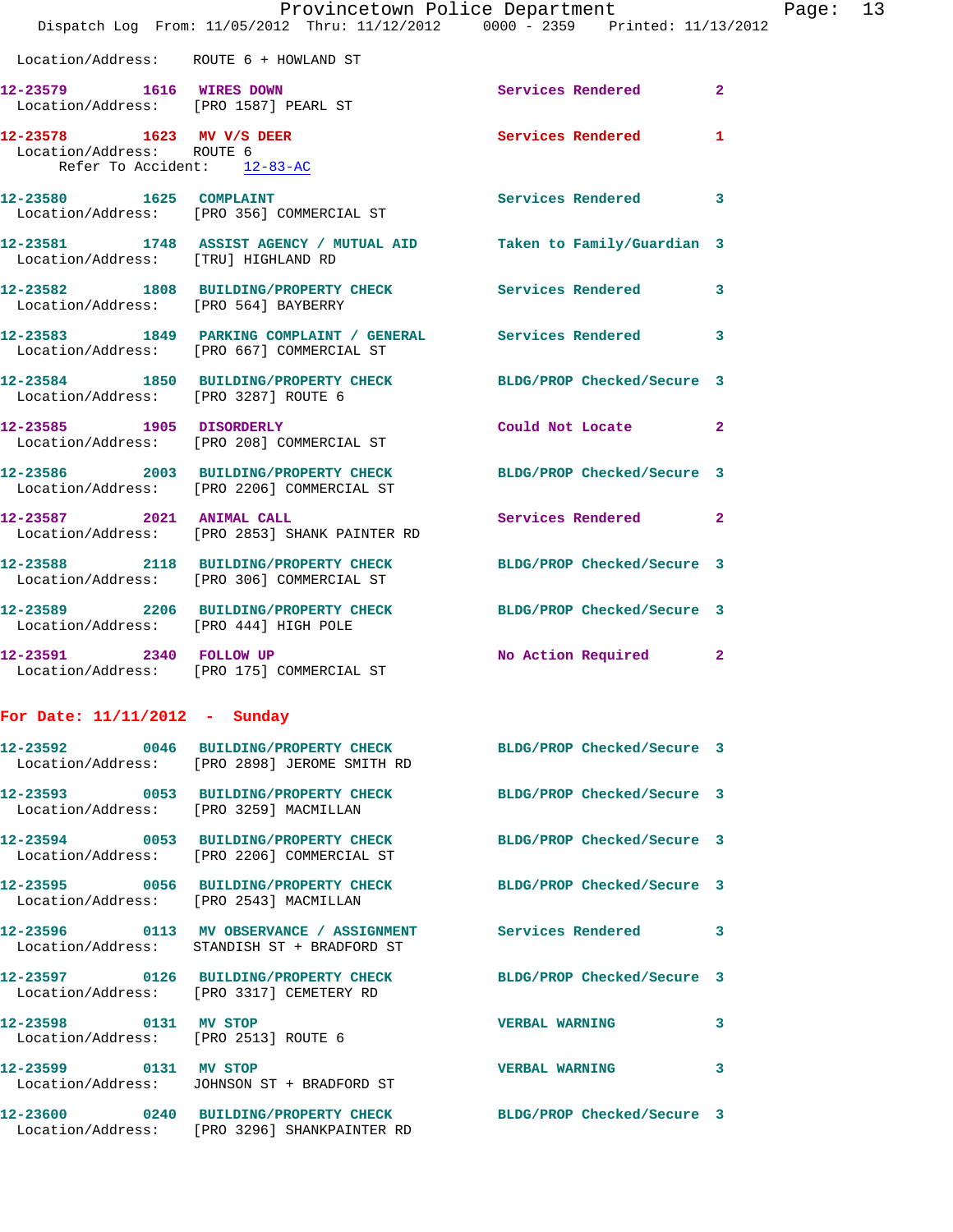Location/Address: ROUTE 6 + HOWLAND ST

**12-23579** 1616 **WIRES DOWN** Services Rendered 2
Location/Address: [PRO 1587] PEARL ST

**12-23578** 1623 **MV V/S DEER** Services Rendered 1
Location/Address: ROUTE 6
Refer To Accident: 12-83-AC

**12-23580** 1625 **COMPLAINT** Services Rendered 3
Location/Address: [PRO 356] COMMERCIAL ST

**12-23581** 1748 **ASSIST AGENCY / MUTUAL AID** Taken to Family/Guardian 3
Location/Address: [TRU] HIGHLAND RD

**12-23582** 1808 **BUILDING/PROPERTY CHECK** Services Rendered 3
Location/Address: [PRO 564] BAYBERRY

**12-23583** 1849 **PARKING COMPLAINT / GENERAL** Services Rendered 3
Location/Address: [PRO 667] COMMERCIAL ST

**12-23584** 1850 **BUILDING/PROPERTY CHECK** BLDG/PROP Checked/Secure 3
Location/Address: [PRO 3287] ROUTE 6

**12-23585** 1905 **DISORDERLY** Could Not Locate 2
Location/Address: [PRO 208] COMMERCIAL ST

**12-23586** 2003 **BUILDING/PROPERTY CHECK** BLDG/PROP Checked/Secure 3
Location/Address: [PRO 2206] COMMERCIAL ST

**12-23587** 2021 **ANIMAL CALL** Services Rendered 2
Location/Address: [PRO 2853] SHANK PAINTER RD

**12-23588** 2118 **BUILDING/PROPERTY CHECK** BLDG/PROP Checked/Secure 3
Location/Address: [PRO 306] COMMERCIAL ST

**12-23589** 2206 **BUILDING/PROPERTY CHECK** BLDG/PROP Checked/Secure 3
Location/Address: [PRO 444] HIGH POLE

**12-23591** 2340 **FOLLOW UP** No Action Required 2
Location/Address: [PRO 175] COMMERCIAL ST

## For Date: 11/11/2012 - Sunday

**12-23592** 0046 **BUILDING/PROPERTY CHECK** BLDG/PROP Checked/Secure 3
Location/Address: [PRO 2898] JEROME SMITH RD

**12-23593** 0053 **BUILDING/PROPERTY CHECK** BLDG/PROP Checked/Secure 3
Location/Address: [PRO 3259] MACMILLAN

**12-23594** 0053 **BUILDING/PROPERTY CHECK** BLDG/PROP Checked/Secure 3
Location/Address: [PRO 2206] COMMERCIAL ST

**12-23595** 0056 **BUILDING/PROPERTY CHECK** BLDG/PROP Checked/Secure 3
Location/Address: [PRO 2543] MACMILLAN

**12-23596** 0113 **MV OBSERVANCE / ASSIGNMENT** Services Rendered 3
Location/Address: STANDISH ST + BRADFORD ST

**12-23597** 0126 **BUILDING/PROPERTY CHECK** BLDG/PROP Checked/Secure 3
Location/Address: [PRO 3317] CEMETERY RD

**12-23598** 0131 **MV STOP** VERBAL WARNING 3
Location/Address: [PRO 2513] ROUTE 6

**12-23599** 0131 **MV STOP** VERBAL WARNING 3
Location/Address: JOHNSON ST + BRADFORD ST

**12-23600** 0240 **BUILDING/PROPERTY CHECK** BLDG/PROP Checked/Secure 3
Location/Address: [PRO 3296] SHANKPAINTER RD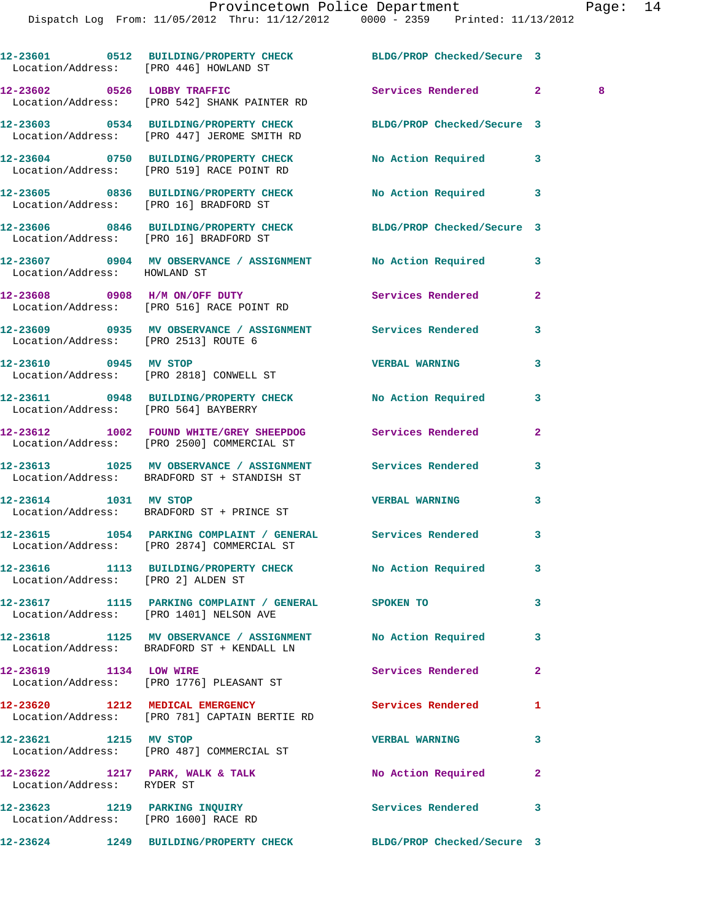| Call Number | Time | Call Reason | Action | Priority | |
|---|---|---|---|---|---|
| 12-23601 | 0512 | BUILDING/PROPERTY CHECK | BLDG/PROP Checked/Secure | 3 | |
| Location/Address: [PRO 446] HOWLAND ST | | | | | |
| 12-23602 | 0526 | LOBBY TRAFFIC | Services Rendered | 2 | 8 |
| Location/Address: [PRO 542] SHANK PAINTER RD | | | | | |
| 12-23603 | 0534 | BUILDING/PROPERTY CHECK | BLDG/PROP Checked/Secure | 3 | |
| Location/Address: [PRO 447] JEROME SMITH RD | | | | | |
| 12-23604 | 0750 | BUILDING/PROPERTY CHECK | No Action Required | 3 | |
| Location/Address: [PRO 519] RACE POINT RD | | | | | |
| 12-23605 | 0836 | BUILDING/PROPERTY CHECK | No Action Required | 3 | |
| Location/Address: [PRO 16] BRADFORD ST | | | | | |
| 12-23606 | 0846 | BUILDING/PROPERTY CHECK | BLDG/PROP Checked/Secure | 3 | |
| Location/Address: [PRO 16] BRADFORD ST | | | | | |
| 12-23607 | 0904 | MV OBSERVANCE / ASSIGNMENT | No Action Required | 3 | |
| Location/Address: HOWLAND ST | | | | | |
| 12-23608 | 0908 | H/M ON/OFF DUTY | Services Rendered | 2 | |
| Location/Address: [PRO 516] RACE POINT RD | | | | | |
| 12-23609 | 0935 | MV OBSERVANCE / ASSIGNMENT | Services Rendered | 3 | |
| Location/Address: [PRO 2513] ROUTE 6 | | | | | |
| 12-23610 | 0945 | MV STOP | VERBAL WARNING | 3 | |
| Location/Address: [PRO 2818] CONWELL ST | | | | | |
| 12-23611 | 0948 | BUILDING/PROPERTY CHECK | No Action Required | 3 | |
| Location/Address: [PRO 564] BAYBERRY | | | | | |
| 12-23612 | 1002 | FOUND WHITE/GREY SHEEPDOG | Services Rendered | 2 | |
| Location/Address: [PRO 2500] COMMERCIAL ST | | | | | |
| 12-23613 | 1025 | MV OBSERVANCE / ASSIGNMENT | Services Rendered | 3 | |
| Location/Address: BRADFORD ST + STANDISH ST | | | | | |
| 12-23614 | 1031 | MV STOP | VERBAL WARNING | 3 | |
| Location/Address: BRADFORD ST + PRINCE ST | | | | | |
| 12-23615 | 1054 | PARKING COMPLAINT / GENERAL | Services Rendered | 3 | |
| Location/Address: [PRO 2874] COMMERCIAL ST | | | | | |
| 12-23616 | 1113 | BUILDING/PROPERTY CHECK | No Action Required | 3 | |
| Location/Address: [PRO 2] ALDEN ST | | | | | |
| 12-23617 | 1115 | PARKING COMPLAINT / GENERAL | SPOKEN TO | 3 | |
| Location/Address: [PRO 1401] NELSON AVE | | | | | |
| 12-23618 | 1125 | MV OBSERVANCE / ASSIGNMENT | No Action Required | 3 | |
| Location/Address: BRADFORD ST + KENDALL LN | | | | | |
| 12-23619 | 1134 | LOW WIRE | Services Rendered | 2 | |
| Location/Address: [PRO 1776] PLEASANT ST | | | | | |
| 12-23620 | 1212 | MEDICAL EMERGENCY | Services Rendered | 1 | |
| Location/Address: [PRO 781] CAPTAIN BERTIE RD | | | | | |
| 12-23621 | 1215 | MV STOP | VERBAL WARNING | 3 | |
| Location/Address: [PRO 487] COMMERCIAL ST | | | | | |
| 12-23622 | 1217 | PARK, WALK & TALK | No Action Required | 2 | |
| Location/Address: RYDER ST | | | | | |
| 12-23623 | 1219 | PARKING INQUIRY | Services Rendered | 3 | |
| Location/Address: [PRO 1600] RACE RD | | | | | |
| 12-23624 | 1249 | BUILDING/PROPERTY CHECK | BLDG/PROP Checked/Secure | 3 | |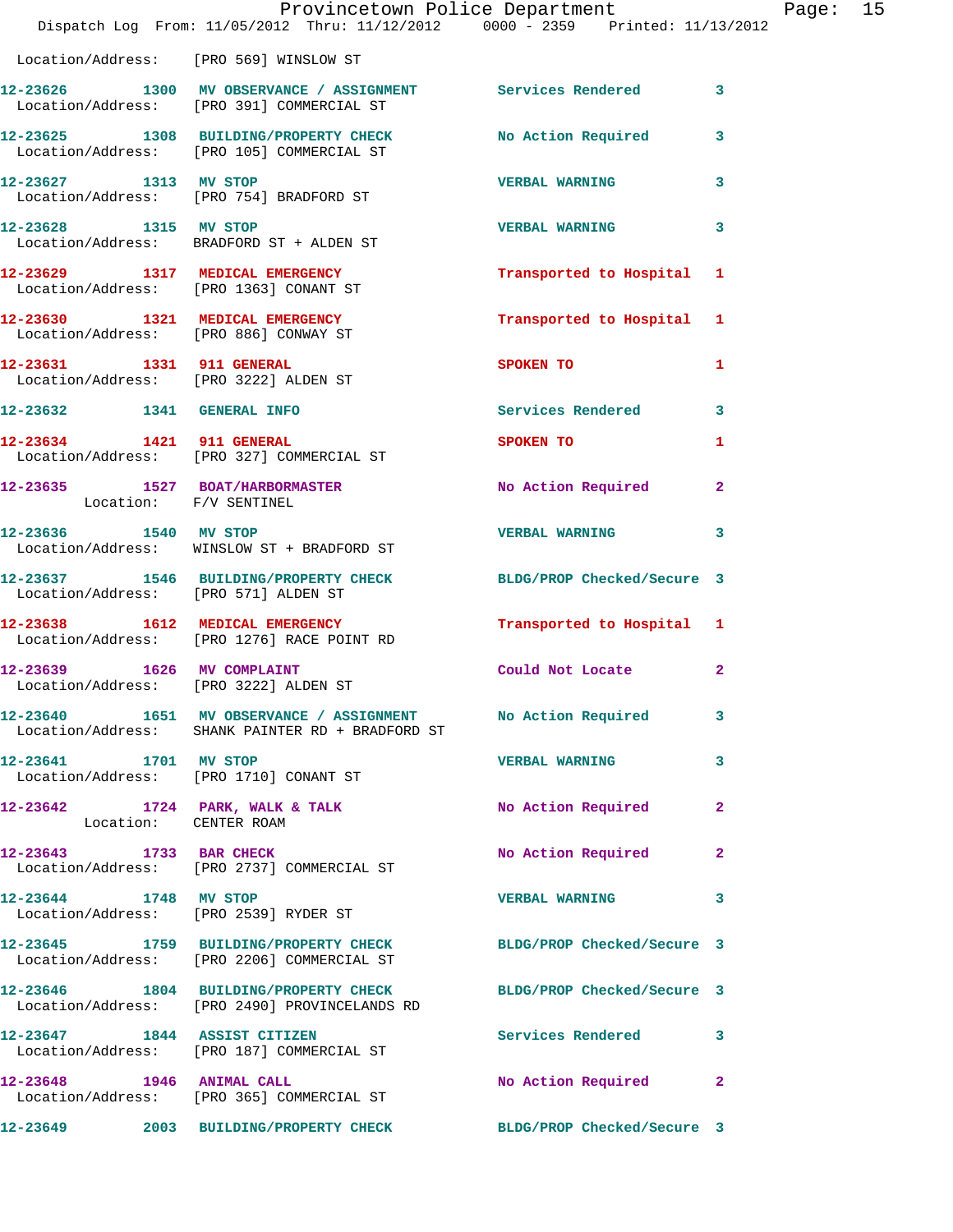Location/Address: [PRO 569] WINSLOW ST

12-23626 1300 MV OBSERVANCE / ASSIGNMENT Services Rendered 3
Location/Address: [PRO 391] COMMERCIAL ST

12-23625 1308 BUILDING/PROPERTY CHECK No Action Required 3
Location/Address: [PRO 105] COMMERCIAL ST

12-23627 1313 MV STOP VERBAL WARNING 3
Location/Address: [PRO 754] BRADFORD ST

12-23628 1315 MV STOP VERBAL WARNING 3
Location/Address: BRADFORD ST + ALDEN ST

12-23629 1317 MEDICAL EMERGENCY Transported to Hospital 1
Location/Address: [PRO 1363] CONANT ST

12-23630 1321 MEDICAL EMERGENCY Transported to Hospital 1
Location/Address: [PRO 886] CONWAY ST

12-23631 1331 911 GENERAL SPOKEN TO 1
Location/Address: [PRO 3222] ALDEN ST

12-23632 1341 GENERAL INFO Services Rendered 3

12-23634 1421 911 GENERAL SPOKEN TO 1
Location/Address: [PRO 327] COMMERCIAL ST

12-23635 1527 BOAT/HARBORMASTER No Action Required 2
Location: F/V SENTINEL

12-23636 1540 MV STOP VERBAL WARNING 3
Location/Address: WINSLOW ST + BRADFORD ST

12-23637 1546 BUILDING/PROPERTY CHECK BLDG/PROP Checked/Secure 3
Location/Address: [PRO 571] ALDEN ST

12-23638 1612 MEDICAL EMERGENCY Transported to Hospital 1
Location/Address: [PRO 1276] RACE POINT RD

12-23639 1626 MV COMPLAINT Could Not Locate 2
Location/Address: [PRO 3222] ALDEN ST

12-23640 1651 MV OBSERVANCE / ASSIGNMENT No Action Required 3
Location/Address: SHANK PAINTER RD + BRADFORD ST

12-23641 1701 MV STOP VERBAL WARNING 3
Location/Address: [PRO 1710] CONANT ST

12-23642 1724 PARK, WALK & TALK No Action Required 2
Location: CENTER ROAM

12-23643 1733 BAR CHECK No Action Required 2
Location/Address: [PRO 2737] COMMERCIAL ST

12-23644 1748 MV STOP VERBAL WARNING 3
Location/Address: [PRO 2539] RYDER ST

12-23645 1759 BUILDING/PROPERTY CHECK BLDG/PROP Checked/Secure 3
Location/Address: [PRO 2206] COMMERCIAL ST

12-23646 1804 BUILDING/PROPERTY CHECK BLDG/PROP Checked/Secure 3
Location/Address: [PRO 2490] PROVINCELANDS RD

12-23647 1844 ASSIST CITIZEN Services Rendered 3
Location/Address: [PRO 187] COMMERCIAL ST

12-23648 1946 ANIMAL CALL No Action Required 2
Location/Address: [PRO 365] COMMERCIAL ST

12-23649 2003 BUILDING/PROPERTY CHECK BLDG/PROP Checked/Secure 3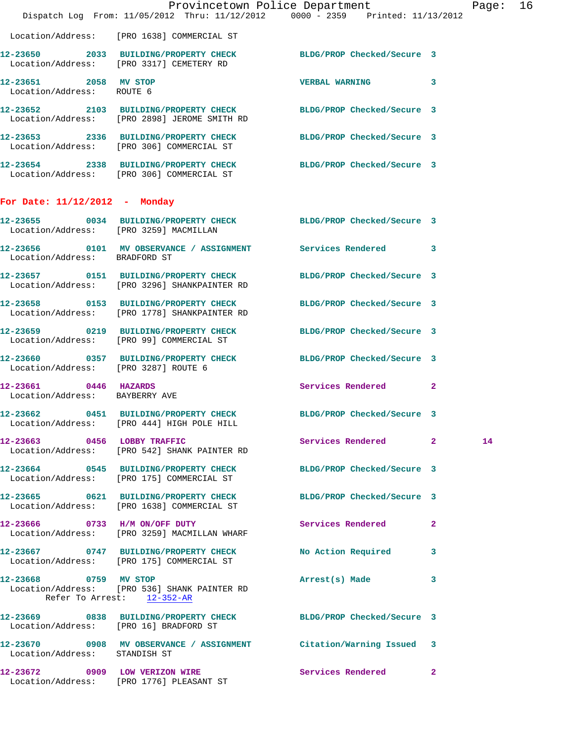Location/Address: [PRO 1638] COMMERCIAL ST

| Call # | Time | Call Reason | Action | Priority | |
|---|---|---|---|---|---|
| 12-23650 | 2033 | BUILDING/PROPERTY CHECK | BLDG/PROP Checked/Secure | 3 | |
| Location/Address: [PRO 3317] CEMETERY RD | | | | | |
| 12-23651 | 2058 | MV STOP | VERBAL WARNING | 3 | |
| Location/Address: ROUTE 6 | | | | | |
| 12-23652 | 2103 | BUILDING/PROPERTY CHECK | BLDG/PROP Checked/Secure | 3 | |
| Location/Address: [PRO 2898] JEROME SMITH RD | | | | | |
| 12-23653 | 2336 | BUILDING/PROPERTY CHECK | BLDG/PROP Checked/Secure | 3 | |
| Location/Address: [PRO 306] COMMERCIAL ST | | | | | |
| 12-23654 | 2338 | BUILDING/PROPERTY CHECK | BLDG/PROP Checked/Secure | 3 | |
| Location/Address: [PRO 306] COMMERCIAL ST | | | | | |

**For Date: 11/12/2012 - Monday**

| Call # | Time | Call Reason | Action | Priority | |
|---|---|---|---|---|---|
| 12-23655 | 0034 | BUILDING/PROPERTY CHECK | BLDG/PROP Checked/Secure | 3 | |
| Location/Address: [PRO 3259] MACMILLAN | | | | | |
| 12-23656 | 0101 | MV OBSERVANCE / ASSIGNMENT | Services Rendered | 3 | |
| Location/Address: BRADFORD ST | | | | | |
| 12-23657 | 0151 | BUILDING/PROPERTY CHECK | BLDG/PROP Checked/Secure | 3 | |
| Location/Address: [PRO 3296] SHANKPAINTER RD | | | | | |
| 12-23658 | 0153 | BUILDING/PROPERTY CHECK | BLDG/PROP Checked/Secure | 3 | |
| Location/Address: [PRO 1778] SHANKPAINTER RD | | | | | |
| 12-23659 | 0219 | BUILDING/PROPERTY CHECK | BLDG/PROP Checked/Secure | 3 | |
| Location/Address: [PRO 99] COMMERCIAL ST | | | | | |
| 12-23660 | 0357 | BUILDING/PROPERTY CHECK | BLDG/PROP Checked/Secure | 3 | |
| Location/Address: [PRO 3287] ROUTE 6 | | | | | |
| 12-23661 | 0446 | HAZARDS | Services Rendered | 2 | |
| Location/Address: BAYBERRY AVE | | | | | |
| 12-23662 | 0451 | BUILDING/PROPERTY CHECK | BLDG/PROP Checked/Secure | 3 | |
| Location/Address: [PRO 444] HIGH POLE HILL | | | | | |
| 12-23663 | 0456 | LOBBY TRAFFIC | Services Rendered | 2 | 14 |
| Location/Address: [PRO 542] SHANK PAINTER RD | | | | | |
| 12-23664 | 0545 | BUILDING/PROPERTY CHECK | BLDG/PROP Checked/Secure | 3 | |
| Location/Address: [PRO 175] COMMERCIAL ST | | | | | |
| 12-23665 | 0621 | BUILDING/PROPERTY CHECK | BLDG/PROP Checked/Secure | 3 | |
| Location/Address: [PRO 1638] COMMERCIAL ST | | | | | |
| 12-23666 | 0733 | H/M ON/OFF DUTY | Services Rendered | 2 | |
| Location/Address: [PRO 3259] MACMILLAN WHARF | | | | | |
| 12-23667 | 0747 | BUILDING/PROPERTY CHECK | No Action Required | 3 | |
| Location/Address: [PRO 175] COMMERCIAL ST | | | | | |
| 12-23668 | 0759 | MV STOP | Arrest(s) Made | 3 | |
| Location/Address: [PRO 536] SHANK PAINTER RD — Refer To Arrest: 12-352-AR | | | | | |
| 12-23669 | 0838 | BUILDING/PROPERTY CHECK | BLDG/PROP Checked/Secure | 3 | |
| Location/Address: [PRO 16] BRADFORD ST | | | | | |
| 12-23670 | 0908 | MV OBSERVANCE / ASSIGNMENT | Citation/Warning Issued | 3 | |
| Location/Address: STANDISH ST | | | | | |
| 12-23672 | 0909 | LOW VERIZON WIRE | Services Rendered | 2 | |
| Location/Address: [PRO 1776] PLEASANT ST | | | | | |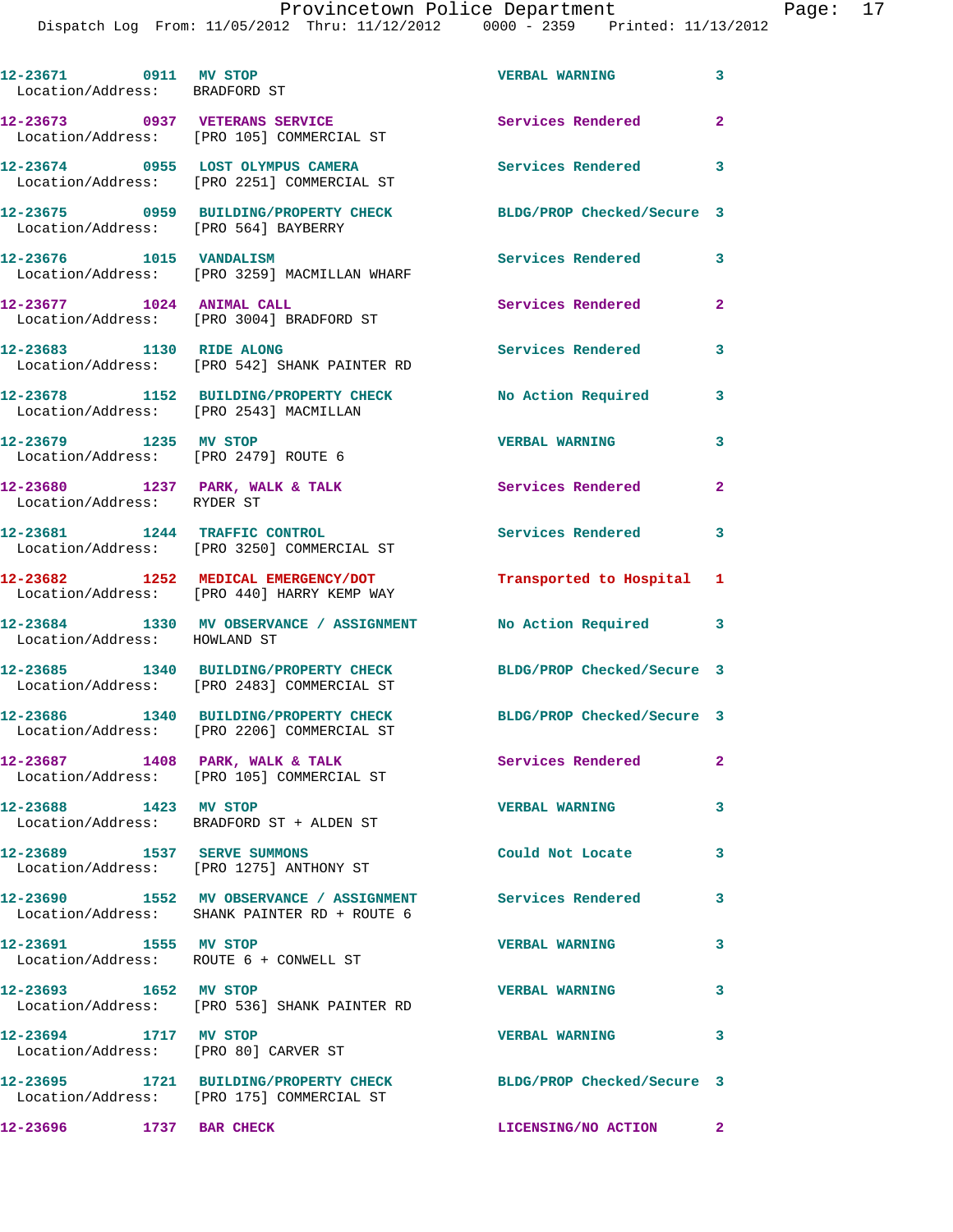12-23671 0911 MV STOP VERBAL WARNING 3
Location/Address: BRADFORD ST

12-23673 0937 VETERANS SERVICE Services Rendered 2
Location/Address: [PRO 105] COMMERCIAL ST

12-23674 0955 LOST OLYMPUS CAMERA Services Rendered 3
Location/Address: [PRO 2251] COMMERCIAL ST

12-23675 0959 BUILDING/PROPERTY CHECK BLDG/PROP Checked/Secure 3
Location/Address: [PRO 564] BAYBERRY

12-23676 1015 VANDALISM Services Rendered 3
Location/Address: [PRO 3259] MACMILLAN WHARF

12-23677 1024 ANIMAL CALL Services Rendered 2
Location/Address: [PRO 3004] BRADFORD ST

12-23683 1130 RIDE ALONG Services Rendered 3
Location/Address: [PRO 542] SHANK PAINTER RD

12-23678 1152 BUILDING/PROPERTY CHECK No Action Required 3
Location/Address: [PRO 2543] MACMILLAN

12-23679 1235 MV STOP VERBAL WARNING 3
Location/Address: [PRO 2479] ROUTE 6

12-23680 1237 PARK, WALK & TALK Services Rendered 2
Location/Address: RYDER ST

12-23681 1244 TRAFFIC CONTROL Services Rendered 3
Location/Address: [PRO 3250] COMMERCIAL ST

12-23682 1252 MEDICAL EMERGENCY/DOT Transported to Hospital 1
Location/Address: [PRO 440] HARRY KEMP WAY

12-23684 1330 MV OBSERVANCE / ASSIGNMENT No Action Required 3
Location/Address: HOWLAND ST

12-23685 1340 BUILDING/PROPERTY CHECK BLDG/PROP Checked/Secure 3
Location/Address: [PRO 2483] COMMERCIAL ST

12-23686 1340 BUILDING/PROPERTY CHECK BLDG/PROP Checked/Secure 3
Location/Address: [PRO 2206] COMMERCIAL ST

12-23687 1408 PARK, WALK & TALK Services Rendered 2
Location/Address: [PRO 105] COMMERCIAL ST

12-23688 1423 MV STOP VERBAL WARNING 3
Location/Address: BRADFORD ST + ALDEN ST

12-23689 1537 SERVE SUMMONS Could Not Locate 3
Location/Address: [PRO 1275] ANTHONY ST

12-23690 1552 MV OBSERVANCE / ASSIGNMENT Services Rendered 3
Location/Address: SHANK PAINTER RD + ROUTE 6

12-23691 1555 MV STOP VERBAL WARNING 3
Location/Address: ROUTE 6 + CONWELL ST

12-23693 1652 MV STOP VERBAL WARNING 3
Location/Address: [PRO 536] SHANK PAINTER RD

12-23694 1717 MV STOP VERBAL WARNING 3
Location/Address: [PRO 80] CARVER ST

12-23695 1721 BUILDING/PROPERTY CHECK BLDG/PROP Checked/Secure 3
Location/Address: [PRO 175] COMMERCIAL ST

12-23696 1737 BAR CHECK LICENSING/NO ACTION 2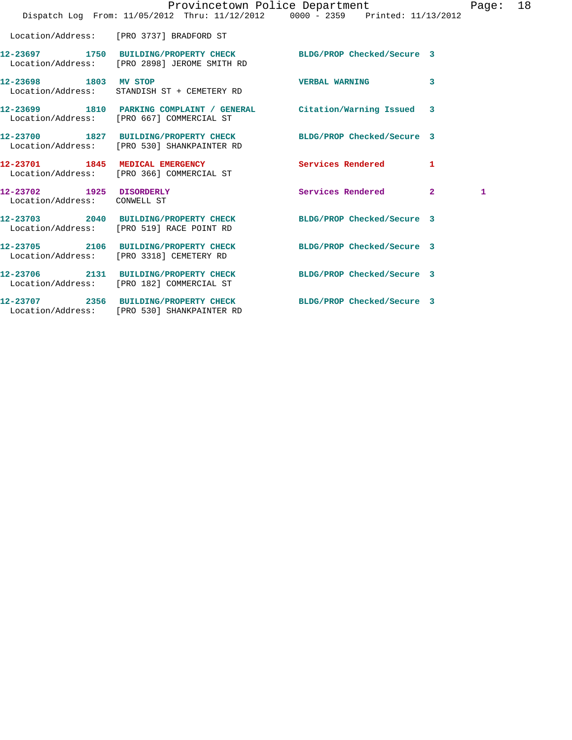Location/Address: [PRO 3737] BRADFORD ST

**12-23697 1750 BUILDING/PROPERTY CHECK** BLDG/PROP Checked/Secure 3
Location/Address: [PRO 2898] JEROME SMITH RD

**12-23698 1803 MV STOP** VERBAL WARNING 3
Location/Address: STANDISH ST + CEMETERY RD

**12-23699 1810 PARKING COMPLAINT / GENERAL** Citation/Warning Issued 3
Location/Address: [PRO 667] COMMERCIAL ST

**12-23700 1827 BUILDING/PROPERTY CHECK** BLDG/PROP Checked/Secure 3
Location/Address: [PRO 530] SHANKPAINTER RD

**12-23701 1845 MEDICAL EMERGENCY** Services Rendered 1
Location/Address: [PRO 366] COMMERCIAL ST

**12-23702 1925 DISORDERLY** Services Rendered 2 1
Location/Address: CONWELL ST

**12-23703 2040 BUILDING/PROPERTY CHECK** BLDG/PROP Checked/Secure 3
Location/Address: [PRO 519] RACE POINT RD

**12-23705 2106 BUILDING/PROPERTY CHECK** BLDG/PROP Checked/Secure 3
Location/Address: [PRO 3318] CEMETERY RD

**12-23706 2131 BUILDING/PROPERTY CHECK** BLDG/PROP Checked/Secure 3
Location/Address: [PRO 182] COMMERCIAL ST

**12-23707 2356 BUILDING/PROPERTY CHECK** BLDG/PROP Checked/Secure 3
Location/Address: [PRO 530] SHANKPAINTER RD